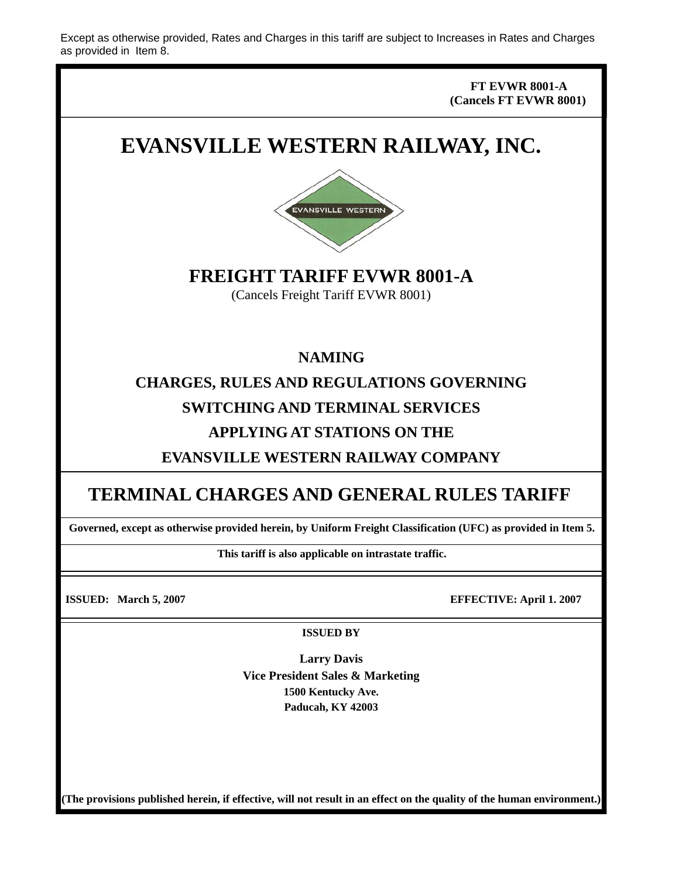Except as otherwise provided, Rates and Charges in this tariff are subject to Increases in Rates and Charges as provided in Item 8.

**FT EVWR 8001-A**
**(Cancels FT EVWR 8001)**

# EVANSVILLE WESTERN RAILWAY, INC.

EVANSVILLE WESTERN

## FREIGHT TARIFF EVWR 8001-A

(Cancels Freight Tariff EVWR 8001)

**NAMING**

**CHARGES, RULES AND REGULATIONS GOVERNING**

**SWITCHING AND TERMINAL SERVICES**

**APPLYING AT STATIONS ON THE**

**EVANSVILLE WESTERN RAILWAY COMPANY**

## TERMINAL CHARGES AND GENERAL RULES TARIFF

**Governed, except as otherwise provided herein, by Uniform Freight Classification (UFC) as provided in Item 5.**

**This tariff is also applicable on intrastate traffic.**

**ISSUED: March 5, 2007** **EFFECTIVE: April 1. 2007**

**ISSUED BY**

**Larry Davis**
**Vice President Sales & Marketing**
**1500 Kentucky Ave.**
**Paducah, KY 42003**

**(The provisions published herein, if effective, will not result in an effect on the quality of the human environment.)**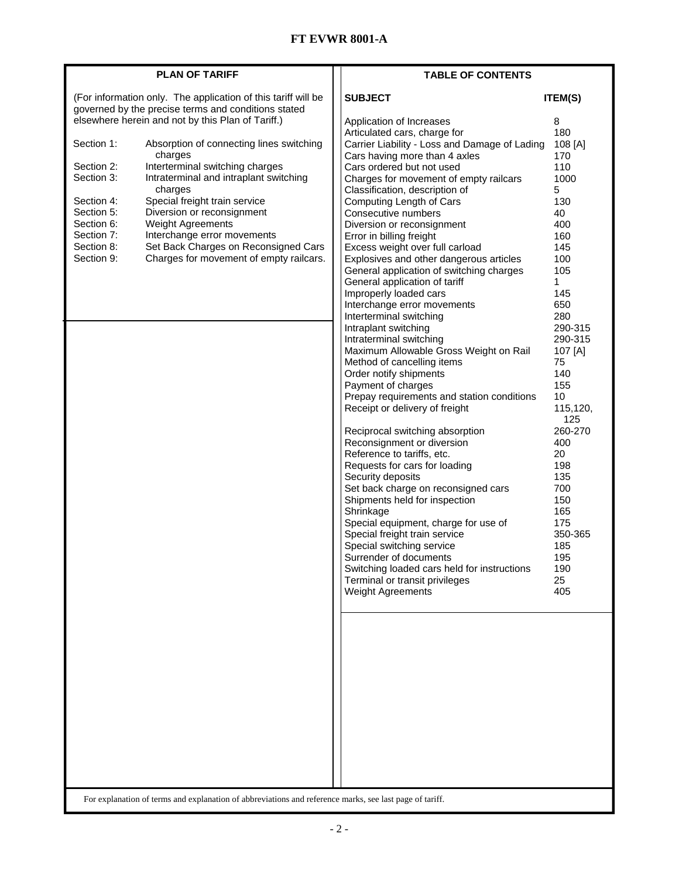# FT EVWR 8001-A

## PLAN OF TARIFF

(For information only. The application of this tariff will be governed by the precise terms and conditions stated elsewhere herein and not by this Plan of Tariff.)

| Section | Subject |
|---|---|
| Section 1: | Absorption of connecting lines switching charges |
| Section 2: | Interterminal switching charges |
| Section 3: | Intraterminal and intraplant switching charges |
| Section 4: | Special freight train service |
| Section 5: | Diversion or reconsignment |
| Section 6: | Weight Agreements |
| Section 7: | Interchange error movements |
| Section 8: | Set Back Charges on Reconsigned Cars |
| Section 9: | Charges for movement of empty railcars. |

## TABLE OF CONTENTS

| SUBJECT | ITEM(S) |
|---|---|
| Application of Increases | 8 |
| Articulated cars, charge for | 180 |
| Carrier Liability - Loss and Damage of Lading | 108 [A] |
| Cars having more than 4 axles | 170 |
| Cars ordered but not used | 110 |
| Charges for movement of empty railcars | 1000 |
| Classification, description of | 5 |
| Computing Length of Cars | 130 |
| Consecutive numbers | 40 |
| Diversion or reconsignment | 400 |
| Error in billing freight | 160 |
| Excess weight over full carload | 145 |
| Explosives and other dangerous articles | 100 |
| General application of switching charges | 105 |
| General application of tariff | 1 |
| Improperly loaded cars | 145 |
| Interchange error movements | 650 |
| Interterminal switching | 280 |
| Intraplant switching | 290-315 |
| Intraterminal switching | 290-315 |
| Maximum Allowable Gross Weight on Rail | 107 [A] |
| Method of cancelling items | 75 |
| Order notify shipments | 140 |
| Payment of charges | 155 |
| Prepay requirements and station conditions | 10 |
| Receipt or delivery of freight | 115,120, 125 |
| Reciprocal switching absorption | 260-270 |
| Reconsignment or diversion | 400 |
| Reference to tariffs, etc. | 20 |
| Requests for cars for loading | 198 |
| Security deposits | 135 |
| Set back charge on reconsigned cars | 700 |
| Shipments held for inspection | 150 |
| Shrinkage | 165 |
| Special equipment, charge for use of | 175 |
| Special freight train service | 350-365 |
| Special switching service | 185 |
| Surrender of documents | 195 |
| Switching loaded cars held for instructions | 190 |
| Terminal or transit privileges | 25 |
| Weight Agreements | 405 |

For explanation of terms and explanation of abbreviations and reference marks, see last page of tariff.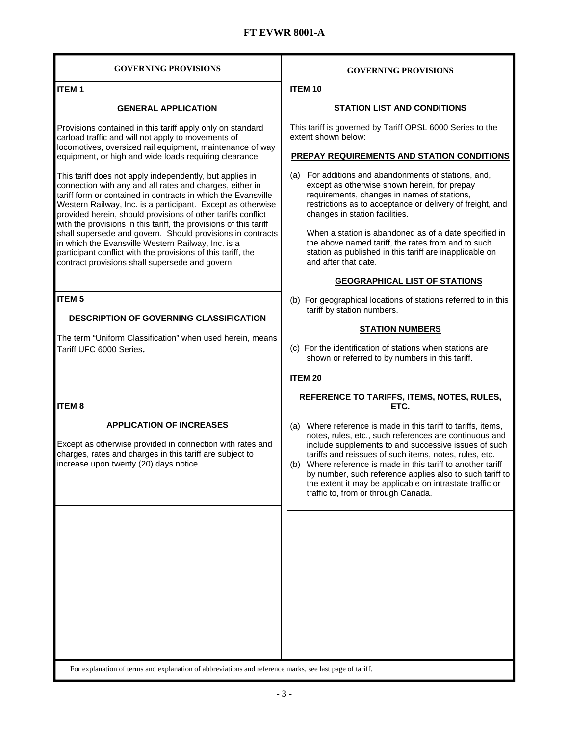## GOVERNING PROVISIONS

### ITEM 1

#### GENERAL APPLICATION

Provisions contained in this tariff apply only on standard carload traffic and will not apply to movements of locomotives, oversized rail equipment, maintenance of way equipment, or high and wide loads requiring clearance.

This tariff does not apply independently, but applies in connection with any and all rates and charges, either in tariff form or contained in contracts in which the Evansville Western Railway, Inc. is a participant. Except as otherwise provided herein, should provisions of other tariffs conflict with the provisions in this tariff, the provisions of this tariff shall supersede and govern. Should provisions in contracts in which the Evansville Western Railway, Inc. is a participant conflict with the provisions of this tariff, the contract provisions shall supersede and govern.

### ITEM 5

#### DESCRIPTION OF GOVERNING CLASSIFICATION

The term "Uniform Classification" when used herein, means Tariff UFC 6000 Series.

### ITEM 8

#### APPLICATION OF INCREASES

Except as otherwise provided in connection with rates and charges, rates and charges in this tariff are subject to increase upon twenty (20) days notice.

## GOVERNING PROVISIONS

### ITEM 10

#### STATION LIST AND CONDITIONS

This tariff is governed by Tariff OPSL 6000 Series to the extent shown below:

**PREPAY REQUIREMENTS AND STATION CONDITIONS**

(a) For additions and abandonments of stations, and, except as otherwise shown herein, for prepay requirements, changes in names of stations, restrictions as to acceptance or delivery of freight, and changes in station facilities.

When a station is abandoned as of a date specified in the above named tariff, the rates from and to such station as published in this tariff are inapplicable on and after that date.

**GEOGRAPHICAL LIST OF STATIONS**

(b) For geographical locations of stations referred to in this tariff by station numbers.

**STATION NUMBERS**

(c) For the identification of stations when stations are shown or referred to by numbers in this tariff.

### ITEM 20

#### REFERENCE TO TARIFFS, ITEMS, NOTES, RULES, ETC.

(a) Where reference is made in this tariff to tariffs, items, notes, rules, etc., such references are continuous and include supplements to and successive issues of such tariffs and reissues of such items, notes, rules, etc.

(b) Where reference is made in this tariff to another tariff by number, such reference applies also to such tariff to the extent it may be applicable on intrastate traffic or traffic to, from or through Canada.

For explanation of terms and explanation of abbreviations and reference marks, see last page of tariff.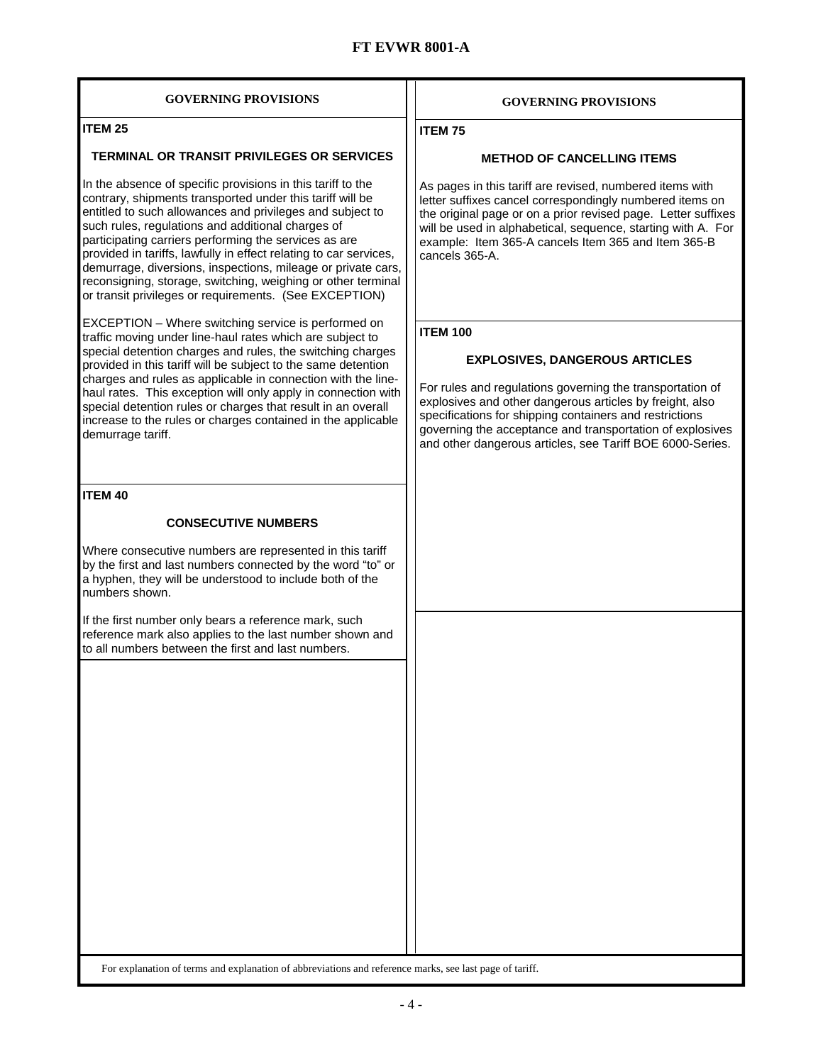## GOVERNING PROVISIONS

### ITEM 25

**TERMINAL OR TRANSIT PRIVILEGES OR SERVICES**

In the absence of specific provisions in this tariff to the contrary, shipments transported under this tariff will be entitled to such allowances and privileges and subject to such rules, regulations and additional charges of participating carriers performing the services as are provided in tariffs, lawfully in effect relating to car services, demurrage, diversions, inspections, mileage or private cars, reconsigning, storage, switching, weighing or other terminal or transit privileges or requirements. (See EXCEPTION)

EXCEPTION – Where switching service is performed on traffic moving under line-haul rates which are subject to special detention charges and rules, the switching charges provided in this tariff will be subject to the same detention charges and rules as applicable in connection with the line-haul rates. This exception will only apply in connection with special detention rules or charges that result in an overall increase to the rules or charges contained in the applicable demurrage tariff.

### ITEM 40

**CONSECUTIVE NUMBERS**

Where consecutive numbers are represented in this tariff by the first and last numbers connected by the word "to" or a hyphen, they will be understood to include both of the numbers shown.

If the first number only bears a reference mark, such reference mark also applies to the last number shown and to all numbers between the first and last numbers.

## GOVERNING PROVISIONS

### ITEM 75

**METHOD OF CANCELLING ITEMS**

As pages in this tariff are revised, numbered items with letter suffixes cancel correspondingly numbered items on the original page or on a prior revised page. Letter suffixes will be used in alphabetical, sequence, starting with A. For example: Item 365-A cancels Item 365 and Item 365-B cancels 365-A.

### ITEM 100

**EXPLOSIVES, DANGEROUS ARTICLES**

For rules and regulations governing the transportation of explosives and other dangerous articles by freight, also specifications for shipping containers and restrictions governing the acceptance and transportation of explosives and other dangerous articles, see Tariff BOE 6000-Series.

For explanation of terms and explanation of abbreviations and reference marks, see last page of tariff.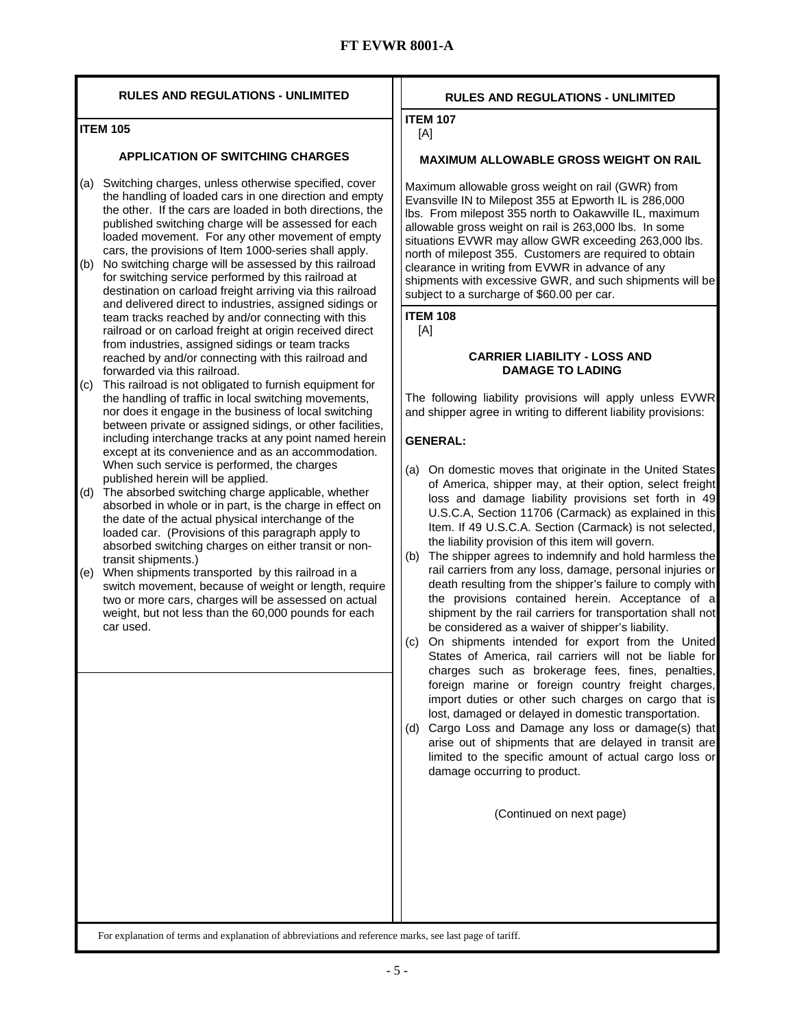## RULES AND REGULATIONS - UNLIMITED

### ITEM 105

#### APPLICATION OF SWITCHING CHARGES

(a) Switching charges, unless otherwise specified, cover the handling of loaded cars in one direction and empty the other. If the cars are loaded in both directions, the published switching charge will be assessed for each loaded movement. For any other movement of empty cars, the provisions of Item 1000-series shall apply.

(b) No switching charge will be assessed by this railroad for switching service performed by this railroad at destination on carload freight arriving via this railroad and delivered direct to industries, assigned sidings or team tracks reached by and/or connecting with this railroad or on carload freight at origin received direct from industries, assigned sidings or team tracks reached by and/or connecting with this railroad and forwarded via this railroad.

(c) This railroad is not obligated to furnish equipment for the handling of traffic in local switching movements, nor does it engage in the business of local switching between private or assigned sidings, or other facilities, including interchange tracks at any point named herein except at its convenience and as an accommodation. When such service is performed, the charges published herein will be applied.

(d) The absorbed switching charge applicable, whether absorbed in whole or in part, is the charge in effect on the date of the actual physical interchange of the loaded car. (Provisions of this paragraph apply to absorbed switching charges on either transit or non-transit shipments.)

(e) When shipments transported by this railroad in a switch movement, because of weight or length, require two or more cars, charges will be assessed on actual weight, but not less than the 60,000 pounds for each car used.

## RULES AND REGULATIONS - UNLIMITED

### ITEM 107
[A]

#### MAXIMUM ALLOWABLE GROSS WEIGHT ON RAIL

Maximum allowable gross weight on rail (GWR) from Evansville IN to Milepost 355 at Epworth IL is 286,000 lbs. From milepost 355 north to Oakawville IL, maximum allowable gross weight on rail is 263,000 lbs. In some situations EVWR may allow GWR exceeding 263,000 lbs. north of milepost 355. Customers are required to obtain clearance in writing from EVWR in advance of any shipments with excessive GWR, and such shipments will be subject to a surcharge of $60.00 per car.

### ITEM 108
[A]

#### CARRIER LIABILITY - LOSS AND DAMAGE TO LADING

The following liability provisions will apply unless EVWR and shipper agree in writing to different liability provisions:

**GENERAL:**

(a) On domestic moves that originate in the United States of America, shipper may, at their option, select freight loss and damage liability provisions set forth in 49 U.S.C.A, Section 11706 (Carmack) as explained in this Item. If 49 U.S.C.A. Section (Carmack) is not selected, the liability provision of this item will govern.

(b) The shipper agrees to indemnify and hold harmless the rail carriers from any loss, damage, personal injuries or death resulting from the shipper's failure to comply with the provisions contained herein. Acceptance of a shipment by the rail carriers for transportation shall not be considered as a waiver of shipper's liability.

(c) On shipments intended for export from the United States of America, rail carriers will not be liable for charges such as brokerage fees, fines, penalties, foreign marine or foreign country freight charges, import duties or other such charges on cargo that is lost, damaged or delayed in domestic transportation.

(d) Cargo Loss and Damage any loss or damage(s) that arise out of shipments that are delayed in transit are limited to the specific amount of actual cargo loss or damage occurring to product.

(Continued on next page)

For explanation of terms and explanation of abbreviations and reference marks, see last page of tariff.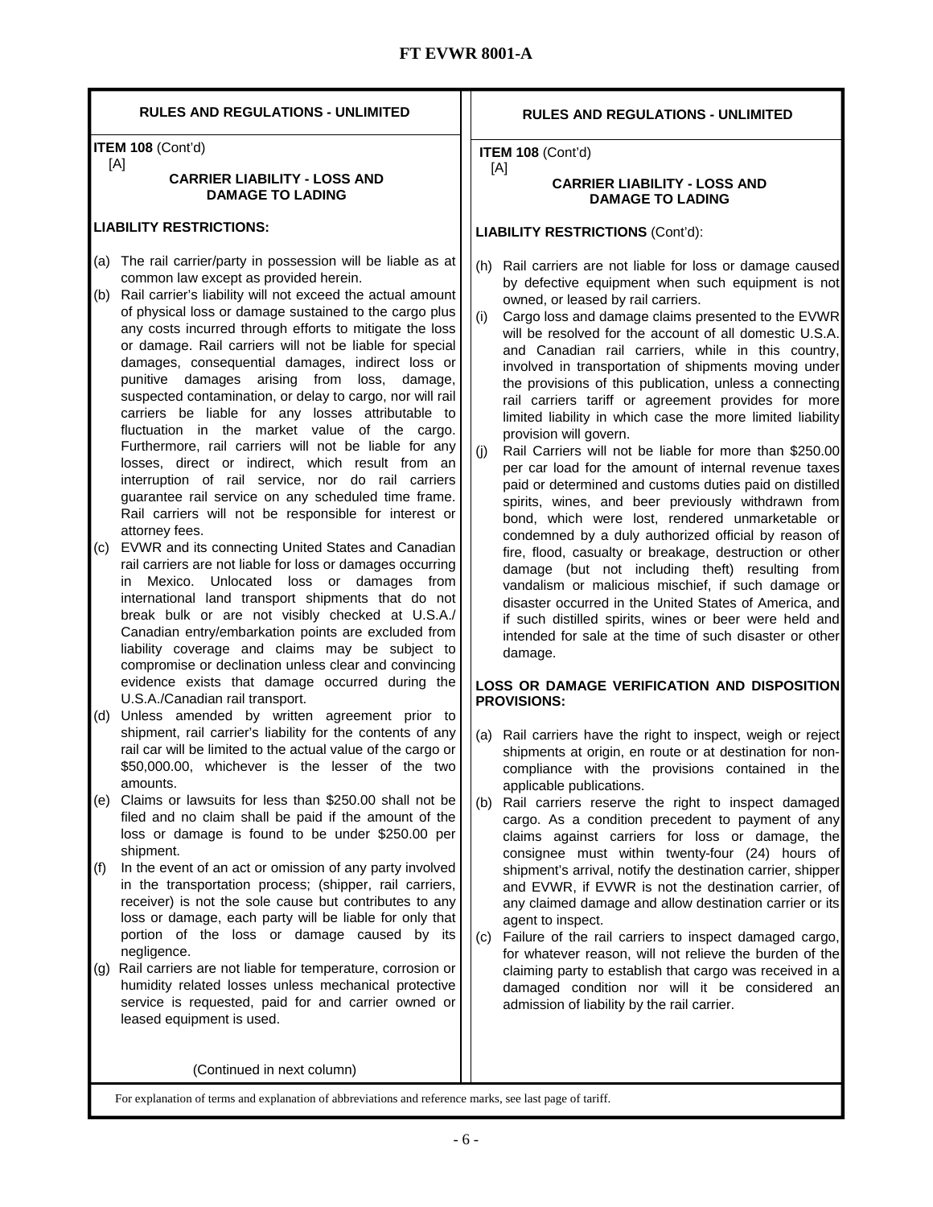## RULES AND REGULATIONS - UNLIMITED

**ITEM 108** (Cont'd)

[A]

### CARRIER LIABILITY - LOSS AND DAMAGE TO LADING

**LIABILITY RESTRICTIONS:**

(a) The rail carrier/party in possession will be liable as at common law except as provided herein.

(b) Rail carrier's liability will not exceed the actual amount of physical loss or damage sustained to the cargo plus any costs incurred through efforts to mitigate the loss or damage. Rail carriers will not be liable for special damages, consequential damages, indirect loss or punitive damages arising from loss, damage, suspected contamination, or delay to cargo, nor will rail carriers be liable for any losses attributable to fluctuation in the market value of the cargo. Furthermore, rail carriers will not be liable for any losses, direct or indirect, which result from an interruption of rail service, nor do rail carriers guarantee rail service on any scheduled time frame. Rail carriers will not be responsible for interest or attorney fees.

(c) EVWR and its connecting United States and Canadian rail carriers are not liable for loss or damages occurring in Mexico. Unlocated loss or damages from international land transport shipments that do not break bulk or are not visibly checked at U.S.A./ Canadian entry/embarkation points are excluded from liability coverage and claims may be subject to compromise or declination unless clear and convincing evidence exists that damage occurred during the U.S.A./Canadian rail transport.

(d) Unless amended by written agreement prior to shipment, rail carrier's liability for the contents of any rail car will be limited to the actual value of the cargo or $50,000.00, whichever is the lesser of the two amounts.

(e) Claims or lawsuits for less than $250.00 shall not be filed and no claim shall be paid if the amount of the loss or damage is found to be under $250.00 per shipment.

(f) In the event of an act or omission of any party involved in the transportation process; (shipper, rail carriers, receiver) is not the sole cause but contributes to any loss or damage, each party will be liable for only that portion of the loss or damage caused by its negligence.

(g) Rail carriers are not liable for temperature, corrosion or humidity related losses unless mechanical protective service is requested, paid for and carrier owned or leased equipment is used.

**LIABILITY RESTRICTIONS** (Cont'd):

(h) Rail carriers are not liable for loss or damage caused by defective equipment when such equipment is not owned, or leased by rail carriers.

(i) Cargo loss and damage claims presented to the EVWR will be resolved for the account of all domestic U.S.A. and Canadian rail carriers, while in this country, involved in transportation of shipments moving under the provisions of this publication, unless a connecting rail carriers tariff or agreement provides for more limited liability in which case the more limited liability provision will govern.

(j) Rail Carriers will not be liable for more than $250.00 per car load for the amount of internal revenue taxes paid or determined and customs duties paid on distilled spirits, wines, and beer previously withdrawn from bond, which were lost, rendered unmarketable or condemned by a duly authorized official by reason of fire, flood, casualty or breakage, destruction or other damage (but not including theft) resulting from vandalism or malicious mischief, if such damage or disaster occurred in the United States of America, and if such distilled spirits, wines or beer were held and intended for sale at the time of such disaster or other damage.

**LOSS OR DAMAGE VERIFICATION AND DISPOSITION PROVISIONS:**

(a) Rail carriers have the right to inspect, weigh or reject shipments at origin, en route or at destination for non-compliance with the provisions contained in the applicable publications.

(b) Rail carriers reserve the right to inspect damaged cargo. As a condition precedent to payment of any claims against carriers for loss or damage, the consignee must within twenty-four (24) hours of shipment's arrival, notify the destination carrier, shipper and EVWR, if EVWR is not the destination carrier, of any claimed damage and allow destination carrier or its agent to inspect.

(c) Failure of the rail carriers to inspect damaged cargo, for whatever reason, will not relieve the burden of the claiming party to establish that cargo was received in a damaged condition nor will it be considered an admission of liability by the rail carrier.

For explanation of terms and explanation of abbreviations and reference marks, see last page of tariff.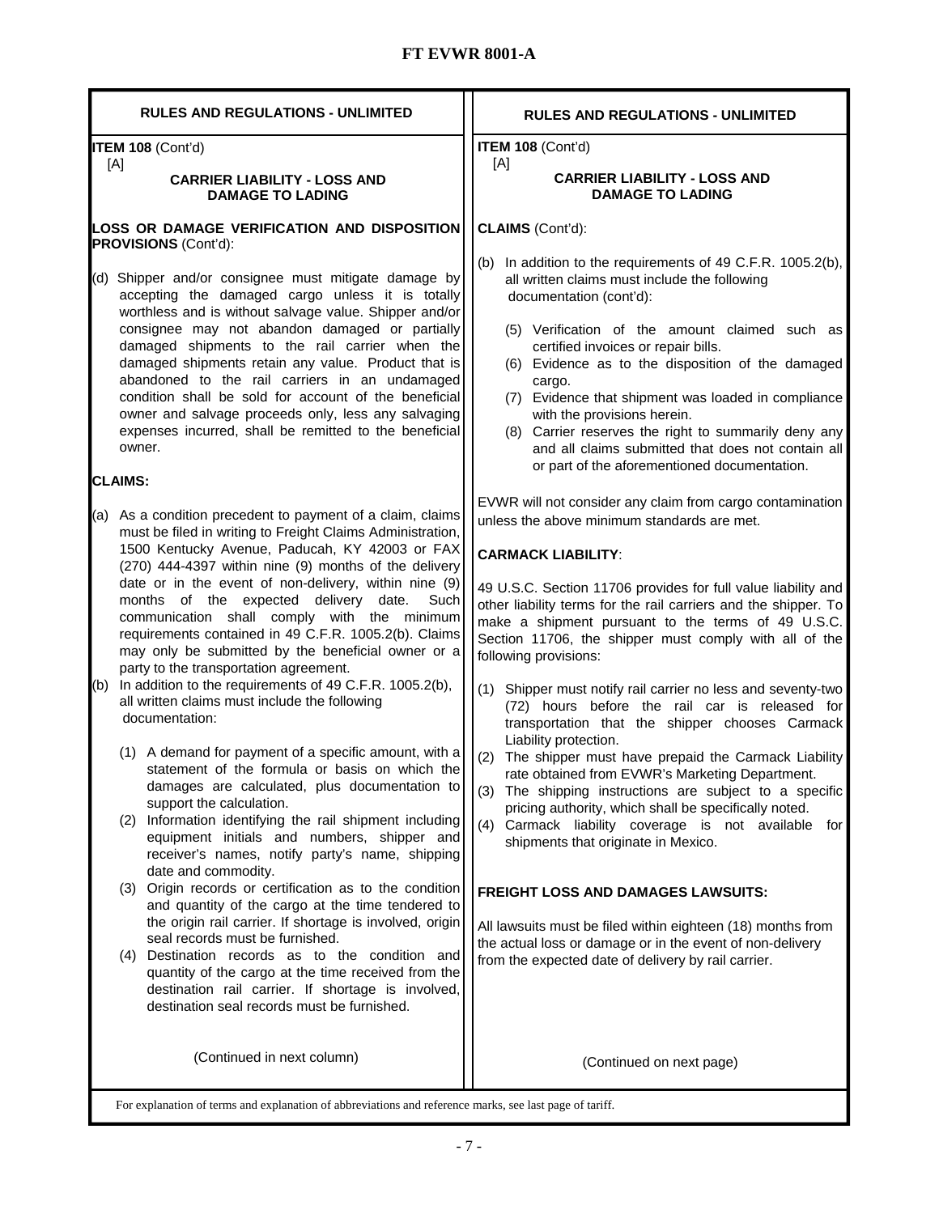## RULES AND REGULATIONS - UNLIMITED

**ITEM 108** (Cont'd)

[A]

### CARRIER LIABILITY - LOSS AND DAMAGE TO LADING

**LOSS OR DAMAGE VERIFICATION AND DISPOSITION PROVISIONS** (Cont'd):

(d) Shipper and/or consignee must mitigate damage by accepting the damaged cargo unless it is totally worthless and is without salvage value. Shipper and/or consignee may not abandon damaged or partially damaged shipments to the rail carrier when the damaged shipments retain any value. Product that is abandoned to the rail carriers in an undamaged condition shall be sold for account of the beneficial owner and salvage proceeds only, less any salvaging expenses incurred, shall be remitted to the beneficial owner.

**CLAIMS:**

(a) As a condition precedent to payment of a claim, claims must be filed in writing to Freight Claims Administration, 1500 Kentucky Avenue, Paducah, KY 42003 or FAX (270) 444-4397 within nine (9) months of the delivery date or in the event of non-delivery, within nine (9) months of the expected delivery date. Such communication shall comply with the minimum requirements contained in 49 C.F.R. 1005.2(b). Claims may only be submitted by the beneficial owner or a party to the transportation agreement.

(b) In addition to the requirements of 49 C.F.R. 1005.2(b), all written claims must include the following documentation:

   (1) A demand for payment of a specific amount, with a statement of the formula or basis on which the damages are calculated, plus documentation to support the calculation.
   (2) Information identifying the rail shipment including equipment initials and numbers, shipper and receiver's names, notify party's name, shipping date and commodity.
   (3) Origin records or certification as to the condition and quantity of the cargo at the time tendered to the origin rail carrier. If shortage is involved, origin seal records must be furnished.
   (4) Destination records as to the condition and quantity of the cargo at the time received from the destination rail carrier. If shortage is involved, destination seal records must be furnished.
   (5) Verification of the amount claimed such as certified invoices or repair bills.
   (6) Evidence as to the disposition of the damaged cargo.
   (7) Evidence that shipment was loaded in compliance with the provisions herein.
   (8) Carrier reserves the right to summarily deny any and all claims submitted that does not contain all or part of the aforementioned documentation.

EVWR will not consider any claim from cargo contamination unless the above minimum standards are met.

**CARMACK LIABILITY**:

49 U.S.C. Section 11706 provides for full value liability and other liability terms for the rail carriers and the shipper. To make a shipment pursuant to the terms of 49 U.S.C. Section 11706, the shipper must comply with all of the following provisions:

(1) Shipper must notify rail carrier no less and seventy-two (72) hours before the rail car is released for transportation that the shipper chooses Carmack Liability protection.
(2) The shipper must have prepaid the Carmack Liability rate obtained from EVWR's Marketing Department.
(3) The shipping instructions are subject to a specific pricing authority, which shall be specifically noted.
(4) Carmack liability coverage is not available for shipments that originate in Mexico.

**FREIGHT LOSS AND DAMAGES LAWSUITS:**

All lawsuits must be filed within eighteen (18) months from the actual loss or damage or in the event of non-delivery from the expected date of delivery by rail carrier.

(Continued on next page)

For explanation of terms and explanation of abbreviations and reference marks, see last page of tariff.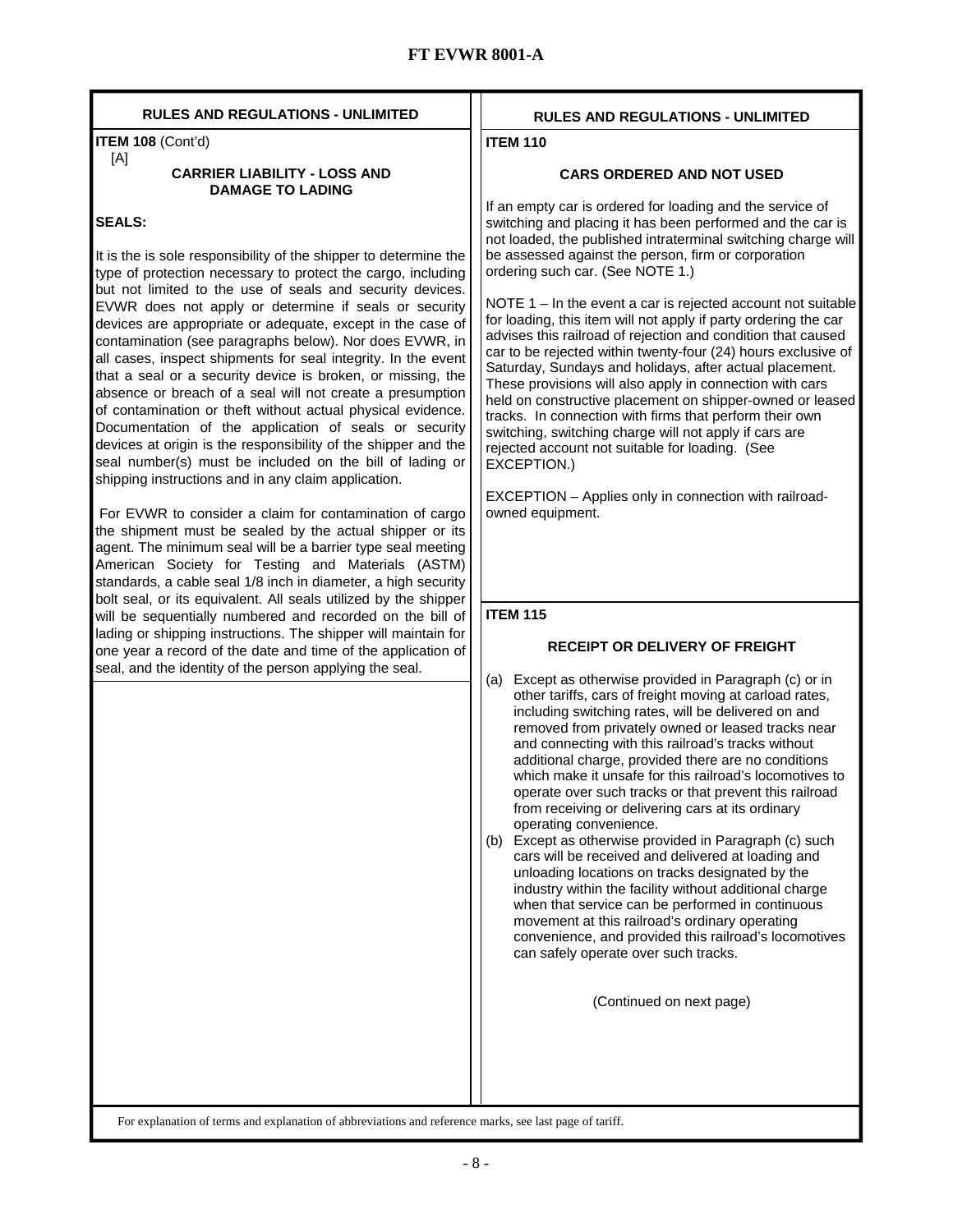## RULES AND REGULATIONS - UNLIMITED

**ITEM 108** (Cont'd)

[A]

### CARRIER LIABILITY - LOSS AND DAMAGE TO LADING

**SEALS:**

It is the is sole responsibility of the shipper to determine the type of protection necessary to protect the cargo, including but not limited to the use of seals and security devices. EVWR does not apply or determine if seals or security devices are appropriate or adequate, except in the case of contamination (see paragraphs below). Nor does EVWR, in all cases, inspect shipments for seal integrity. In the event that a seal or a security device is broken, or missing, the absence or breach of a seal will not create a presumption of contamination or theft without actual physical evidence. Documentation of the application of seals or security devices at origin is the responsibility of the shipper and the seal number(s) must be included on the bill of lading or shipping instructions and in any claim application.

For EVWR to consider a claim for contamination of cargo the shipment must be sealed by the actual shipper or its agent. The minimum seal will be a barrier type seal meeting American Society for Testing and Materials (ASTM) standards, a cable seal 1/8 inch in diameter, a high security bolt seal, or its equivalent. All seals utilized by the shipper will be sequentially numbered and recorded on the bill of lading or shipping instructions. The shipper will maintain for one year a record of the date and time of the application of seal, and the identity of the person applying the seal.

## RULES AND REGULATIONS - UNLIMITED

**ITEM 110**

### CARS ORDERED AND NOT USED

If an empty car is ordered for loading and the service of switching and placing it has been performed and the car is not loaded, the published intraterminal switching charge will be assessed against the person, firm or corporation ordering such car. (See NOTE 1.)

NOTE 1 – In the event a car is rejected account not suitable for loading, this item will not apply if party ordering the car advises this railroad of rejection and condition that caused car to be rejected within twenty-four (24) hours exclusive of Saturday, Sundays and holidays, after actual placement. These provisions will also apply in connection with cars held on constructive placement on shipper-owned or leased tracks. In connection with firms that perform their own switching, switching charge will not apply if cars are rejected account not suitable for loading. (See EXCEPTION.)

EXCEPTION – Applies only in connection with railroad-owned equipment.

**ITEM 115**

### RECEIPT OR DELIVERY OF FREIGHT

(a) Except as otherwise provided in Paragraph (c) or in other tariffs, cars of freight moving at carload rates, including switching rates, will be delivered on and removed from privately owned or leased tracks near and connecting with this railroad's tracks without additional charge, provided there are no conditions which make it unsafe for this railroad's locomotives to operate over such tracks or that prevent this railroad from receiving or delivering cars at its ordinary operating convenience.

(b) Except as otherwise provided in Paragraph (c) such cars will be received and delivered at loading and unloading locations on tracks designated by the industry within the facility without additional charge when that service can be performed in continuous movement at this railroad's ordinary operating convenience, and provided this railroad's locomotives can safely operate over such tracks.

(Continued on next page)

For explanation of terms and explanation of abbreviations and reference marks, see last page of tariff.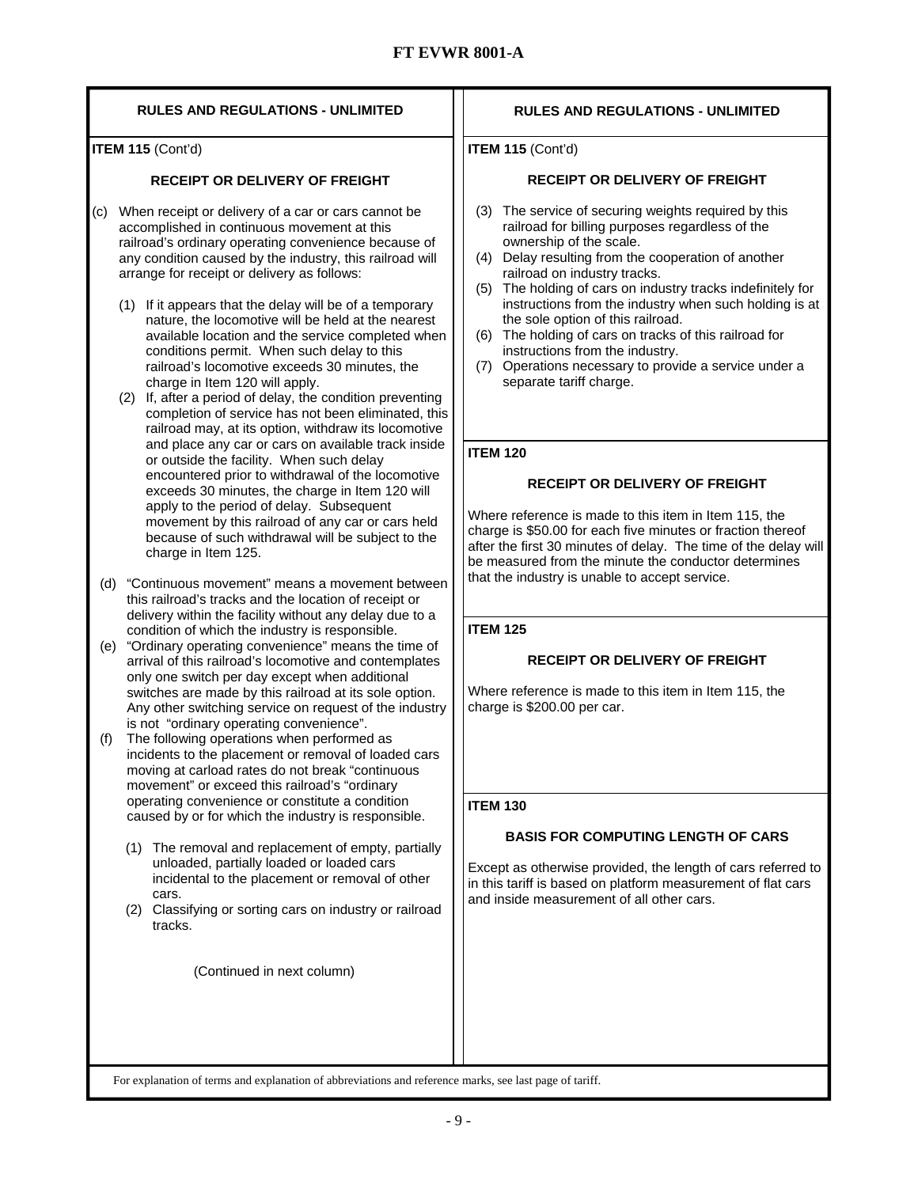**FT EVWR 8001-A**

## RULES AND REGULATIONS - UNLIMITED

**ITEM 115** (Cont'd)

### RECEIPT OR DELIVERY OF FREIGHT

(c) When receipt or delivery of a car or cars cannot be accomplished in continuous movement at this railroad's ordinary operating convenience because of any condition caused by the industry, this railroad will arrange for receipt or delivery as follows:

(1) If it appears that the delay will be of a temporary nature, the locomotive will be held at the nearest available location and the service completed when conditions permit. When such delay to this railroad's locomotive exceeds 30 minutes, the charge in Item 120 will apply.

(2) If, after a period of delay, the condition preventing completion of service has not been eliminated, this railroad may, at its option, withdraw its locomotive and place any car or cars on available track inside or outside the facility. When such delay encountered prior to withdrawal of the locomotive exceeds 30 minutes, the charge in Item 120 will apply to the period of delay. Subsequent movement by this railroad of any car or cars held because of such withdrawal will be subject to the charge in Item 125.

(d) "Continuous movement" means a movement between this railroad's tracks and the location of receipt or delivery within the facility without any delay due to a condition of which the industry is responsible.

(e) "Ordinary operating convenience" means the time of arrival of this railroad's locomotive and contemplates only one switch per day except when additional switches are made by this railroad at its sole option. Any other switching service on request of the industry is not "ordinary operating convenience".

(f) The following operations when performed as incidents to the placement or removal of loaded cars moving at carload rates do not break "continuous movement" or exceed this railroad's "ordinary operating convenience or constitute a condition caused by or for which the industry is responsible.

(1) The removal and replacement of empty, partially unloaded, partially loaded or loaded cars incidental to the placement or removal of other cars.

(2) Classifying or sorting cars on industry or railroad tracks.

(3) The service of securing weights required by this railroad for billing purposes regardless of the ownership of the scale.

(4) Delay resulting from the cooperation of another railroad on industry tracks.

(5) The holding of cars on industry tracks indefinitely for instructions from the industry when such holding is at the sole option of this railroad.

(6) The holding of cars on tracks of this railroad for instructions from the industry.

(7) Operations necessary to provide a service under a separate tariff charge.

**ITEM 120**

### RECEIPT OR DELIVERY OF FREIGHT

Where reference is made to this item in Item 115, the charge is $50.00 for each five minutes or fraction thereof after the first 30 minutes of delay. The time of the delay will be measured from the minute the conductor determines that the industry is unable to accept service.

**ITEM 125**

### RECEIPT OR DELIVERY OF FREIGHT

Where reference is made to this item in Item 115, the charge is $200.00 per car.

**ITEM 130**

### BASIS FOR COMPUTING LENGTH OF CARS

Except as otherwise provided, the length of cars referred to in this tariff is based on platform measurement of flat cars and inside measurement of all other cars.

For explanation of terms and explanation of abbreviations and reference marks, see last page of tariff.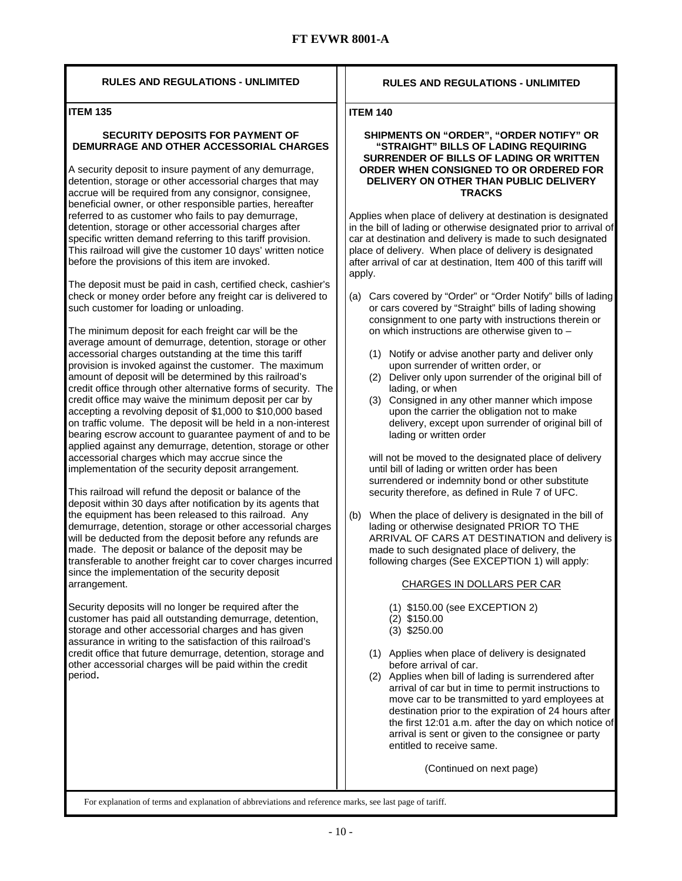# FT EVWR 8001-A

## RULES AND REGULATIONS - UNLIMITED

**ITEM 135**

**SECURITY DEPOSITS FOR PAYMENT OF DEMURRAGE AND OTHER ACCESSORIAL CHARGES**

A security deposit to insure payment of any demurrage, detention, storage or other accessorial charges that may accrue will be required from any consignor, consignee, beneficial owner, or other responsible parties, hereafter referred to as customer who fails to pay demurrage, detention, storage or other accessorial charges after specific written demand referring to this tariff provision. This railroad will give the customer 10 days' written notice before the provisions of this item are invoked.

The deposit must be paid in cash, certified check, cashier's check or money order before any freight car is delivered to such customer for loading or unloading.

The minimum deposit for each freight car will be the average amount of demurrage, detention, storage or other accessorial charges outstanding at the time this tariff provision is invoked against the customer. The maximum amount of deposit will be determined by this railroad's credit office through other alternative forms of security. The credit office may waive the minimum deposit per car by accepting a revolving deposit of $1,000 to $10,000 based on traffic volume. The deposit will be held in a non-interest bearing escrow account to guarantee payment of and to be applied against any demurrage, detention, storage or other accessorial charges which may accrue since the implementation of the security deposit arrangement.

This railroad will refund the deposit or balance of the deposit within 30 days after notification by its agents that the equipment has been released to this railroad. Any demurrage, detention, storage or other accessorial charges will be deducted from the deposit before any refunds are made. The deposit or balance of the deposit may be transferable to another freight car to cover charges incurred since the implementation of the security deposit arrangement.

Security deposits will no longer be required after the customer has paid all outstanding demurrage, detention, storage and other accessorial charges and has given assurance in writing to the satisfaction of this railroad's credit office that future demurrage, detention, storage and other accessorial charges will be paid within the credit period**.**

## RULES AND REGULATIONS - UNLIMITED

**ITEM 140**

**SHIPMENTS ON "ORDER", "ORDER NOTIFY" OR "STRAIGHT" BILLS OF LADING REQUIRING SURRENDER OF BILLS OF LADING OR WRITTEN ORDER WHEN CONSIGNED TO OR ORDERED FOR DELIVERY ON OTHER THAN PUBLIC DELIVERY TRACKS**

Applies when place of delivery at destination is designated in the bill of lading or otherwise designated prior to arrival of car at destination and delivery is made to such designated place of delivery. When place of delivery is designated after arrival of car at destination, Item 400 of this tariff will apply.

(a) Cars covered by "Order" or "Order Notify" bills of lading or cars covered by "Straight" bills of lading showing consignment to one party with instructions therein or on which instructions are otherwise given to –

   (1) Notify or advise another party and deliver only upon surrender of written order, or
   (2) Deliver only upon surrender of the original bill of lading, or when
   (3) Consigned in any other manner which impose upon the carrier the obligation not to make delivery, except upon surrender of original bill of lading or written order

   will not be moved to the designated place of delivery until bill of lading or written order has been surrendered or indemnity bond or other substitute security therefore, as defined in Rule 7 of UFC.

(b) When the place of delivery is designated in the bill of lading or otherwise designated PRIOR TO THE ARRIVAL OF CARS AT DESTINATION and delivery is made to such designated place of delivery, the following charges (See EXCEPTION 1) will apply:

   CHARGES IN DOLLARS PER CAR

   (1) $150.00 (see EXCEPTION 2)
   (2) $150.00
   (3) $250.00

   (1) Applies when place of delivery is designated before arrival of car.
   (2) Applies when bill of lading is surrendered after arrival of car but in time to permit instructions to move car to be transmitted to yard employees at destination prior to the expiration of 24 hours after the first 12:01 a.m. after the day on which notice of arrival is sent or given to the consignee or party entitled to receive same.

(Continued on next page)

For explanation of terms and explanation of abbreviations and reference marks, see last page of tariff.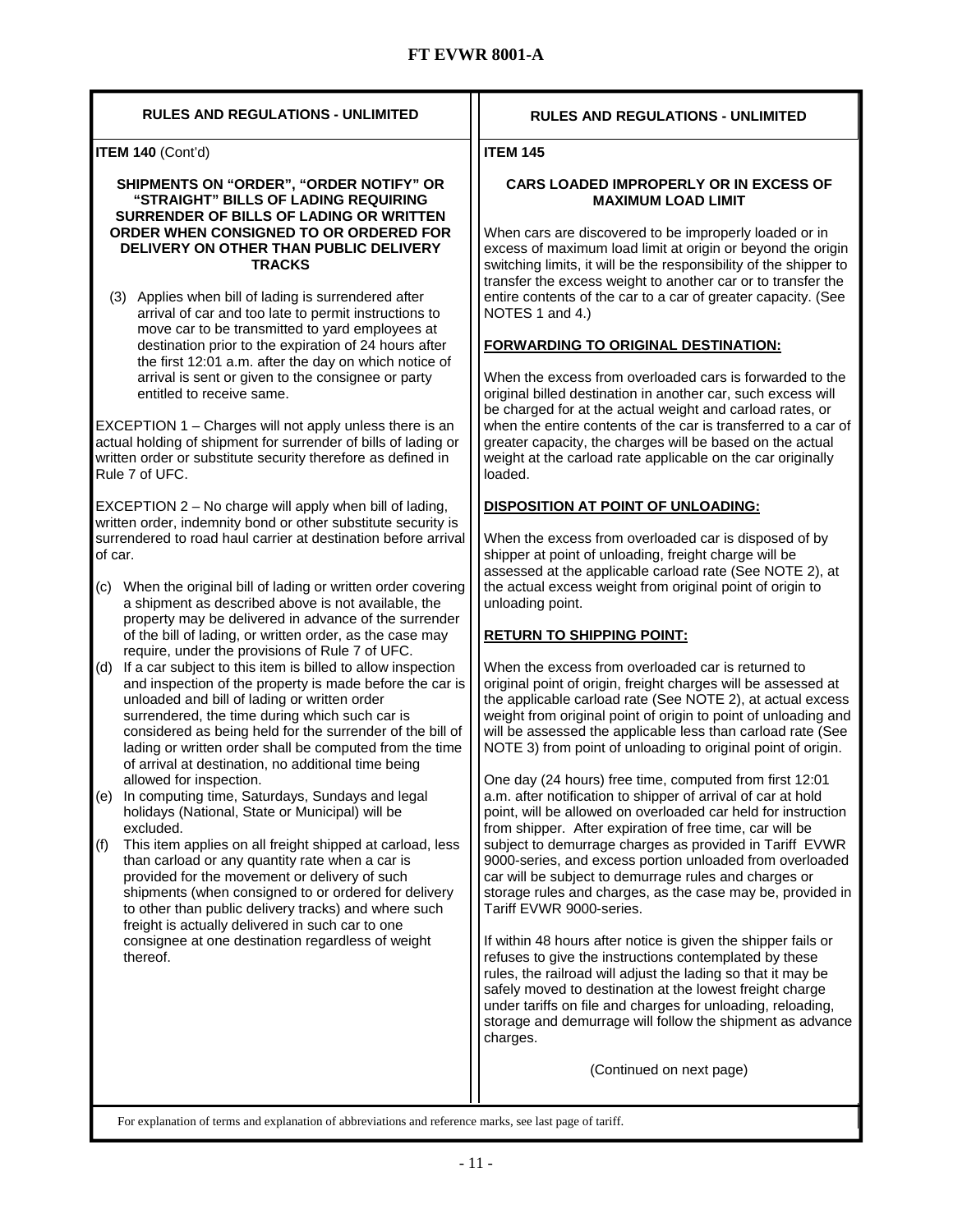# FT EVWR 8001-A

## RULES AND REGULATIONS - UNLIMITED

**ITEM 140** (Cont'd)

**SHIPMENTS ON "ORDER", "ORDER NOTIFY" OR "STRAIGHT" BILLS OF LADING REQUIRING SURRENDER OF BILLS OF LADING OR WRITTEN ORDER WHEN CONSIGNED TO OR ORDERED FOR DELIVERY ON OTHER THAN PUBLIC DELIVERY TRACKS**

(3) Applies when bill of lading is surrendered after arrival of car and too late to permit instructions to move car to be transmitted to yard employees at destination prior to the expiration of 24 hours after the first 12:01 a.m. after the day on which notice of arrival is sent or given to the consignee or party entitled to receive same.

EXCEPTION 1 – Charges will not apply unless there is an actual holding of shipment for surrender of bills of lading or written order or substitute security therefore as defined in Rule 7 of UFC.

EXCEPTION 2 – No charge will apply when bill of lading, written order, indemnity bond or other substitute security is surrendered to road haul carrier at destination before arrival of car.

(c) When the original bill of lading or written order covering a shipment as described above is not available, the property may be delivered in advance of the surrender of the bill of lading, or written order, as the case may require, under the provisions of Rule 7 of UFC.

(d) If a car subject to this item is billed to allow inspection and inspection of the property is made before the car is unloaded and bill of lading or written order surrendered, the time during which such car is considered as being held for the surrender of the bill of lading or written order shall be computed from the time of arrival at destination, no additional time being allowed for inspection.

(e) In computing time, Saturdays, Sundays and legal holidays (National, State or Municipal) will be excluded.

(f) This item applies on all freight shipped at carload, less than carload or any quantity rate when a car is provided for the movement or delivery of such shipments (when consigned to or ordered for delivery to other than public delivery tracks) and where such freight is actually delivered in such car to one consignee at one destination regardless of weight thereof.

## RULES AND REGULATIONS - UNLIMITED

**ITEM 145**

**CARS LOADED IMPROPERLY OR IN EXCESS OF MAXIMUM LOAD LIMIT**

When cars are discovered to be improperly loaded or in excess of maximum load limit at origin or beyond the origin switching limits, it will be the responsibility of the shipper to transfer the excess weight to another car or to transfer the entire contents of the car to a car of greater capacity. (See NOTES 1 and 4.)

**FORWARDING TO ORIGINAL DESTINATION:**

When the excess from overloaded cars is forwarded to the original billed destination in another car, such excess will be charged for at the actual weight and carload rates, or when the entire contents of the car is transferred to a car of greater capacity, the charges will be based on the actual weight at the carload rate applicable on the car originally loaded.

**DISPOSITION AT POINT OF UNLOADING:**

When the excess from overloaded car is disposed of by shipper at point of unloading, freight charge will be assessed at the applicable carload rate (See NOTE 2), at the actual excess weight from original point of origin to unloading point.

**RETURN TO SHIPPING POINT:**

When the excess from overloaded car is returned to original point of origin, freight charges will be assessed at the applicable carload rate (See NOTE 2), at actual excess weight from original point of origin to point of unloading and will be assessed the applicable less than carload rate (See NOTE 3) from point of unloading to original point of origin.

One day (24 hours) free time, computed from first 12:01 a.m. after notification to shipper of arrival of car at hold point, will be allowed on overloaded car held for instruction from shipper. After expiration of free time, car will be subject to demurrage charges as provided in Tariff EVWR 9000-series, and excess portion unloaded from overloaded car will be subject to demurrage rules and charges or storage rules and charges, as the case may be, provided in Tariff EVWR 9000-series.

If within 48 hours after notice is given the shipper fails or refuses to give the instructions contemplated by these rules, the railroad will adjust the lading so that it may be safely moved to destination at the lowest freight charge under tariffs on file and charges for unloading, reloading, storage and demurrage will follow the shipment as advance charges.

(Continued on next page)

For explanation of terms and explanation of abbreviations and reference marks, see last page of tariff.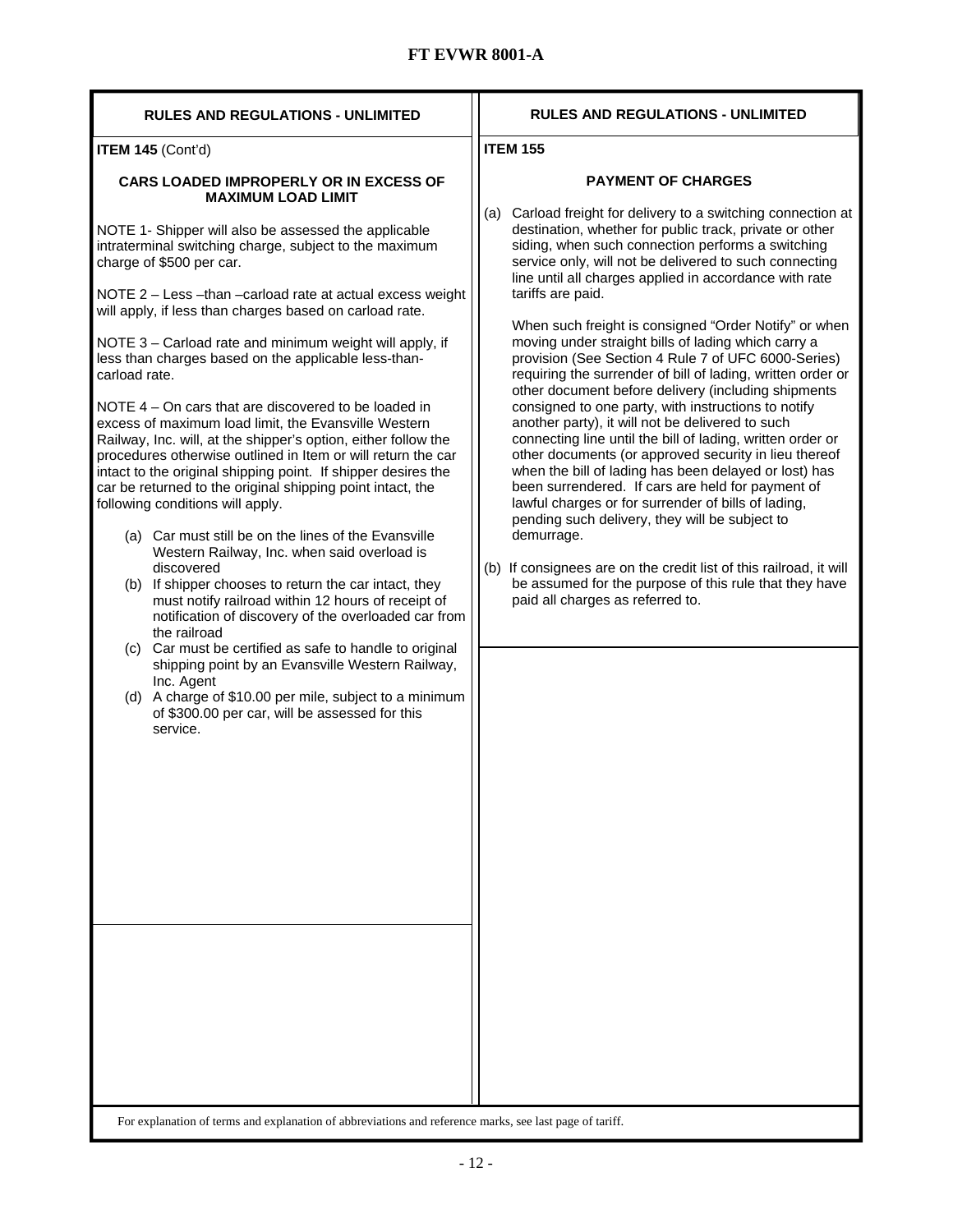## RULES AND REGULATIONS - UNLIMITED

**ITEM 145** (Cont'd)

### CARS LOADED IMPROPERLY OR IN EXCESS OF MAXIMUM LOAD LIMIT

NOTE 1- Shipper will also be assessed the applicable intraterminal switching charge, subject to the maximum charge of $500 per car.

NOTE 2 – Less –than –carload rate at actual excess weight will apply, if less than charges based on carload rate.

NOTE 3 – Carload rate and minimum weight will apply, if less than charges based on the applicable less-than-carload rate.

NOTE 4 – On cars that are discovered to be loaded in excess of maximum load limit, the Evansville Western Railway, Inc. will, at the shipper's option, either follow the procedures otherwise outlined in Item or will return the car intact to the original shipping point. If shipper desires the car be returned to the original shipping point intact, the following conditions will apply.

(a) Car must still be on the lines of the Evansville Western Railway, Inc. when said overload is discovered
(b) If shipper chooses to return the car intact, they must notify railroad within 12 hours of receipt of notification of discovery of the overloaded car from the railroad
(c) Car must be certified as safe to handle to original shipping point by an Evansville Western Railway, Inc. Agent
(d) A charge of $10.00 per mile, subject to a minimum of $300.00 per car, will be assessed for this service.

## RULES AND REGULATIONS - UNLIMITED

**ITEM 155**

### PAYMENT OF CHARGES

(a) Carload freight for delivery to a switching connection at destination, whether for public track, private or other siding, when such connection performs a switching service only, will not be delivered to such connecting line until all charges applied in accordance with rate tariffs are paid.

When such freight is consigned "Order Notify" or when moving under straight bills of lading which carry a provision (See Section 4 Rule 7 of UFC 6000-Series) requiring the surrender of bill of lading, written order or other document before delivery (including shipments consigned to one party, with instructions to notify another party), it will not be delivered to such connecting line until the bill of lading, written order or other documents (or approved security in lieu thereof when the bill of lading has been delayed or lost) has been surrendered. If cars are held for payment of lawful charges or for surrender of bills of lading, pending such delivery, they will be subject to demurrage.

(b) If consignees are on the credit list of this railroad, it will be assumed for the purpose of this rule that they have paid all charges as referred to.

For explanation of terms and explanation of abbreviations and reference marks, see last page of tariff.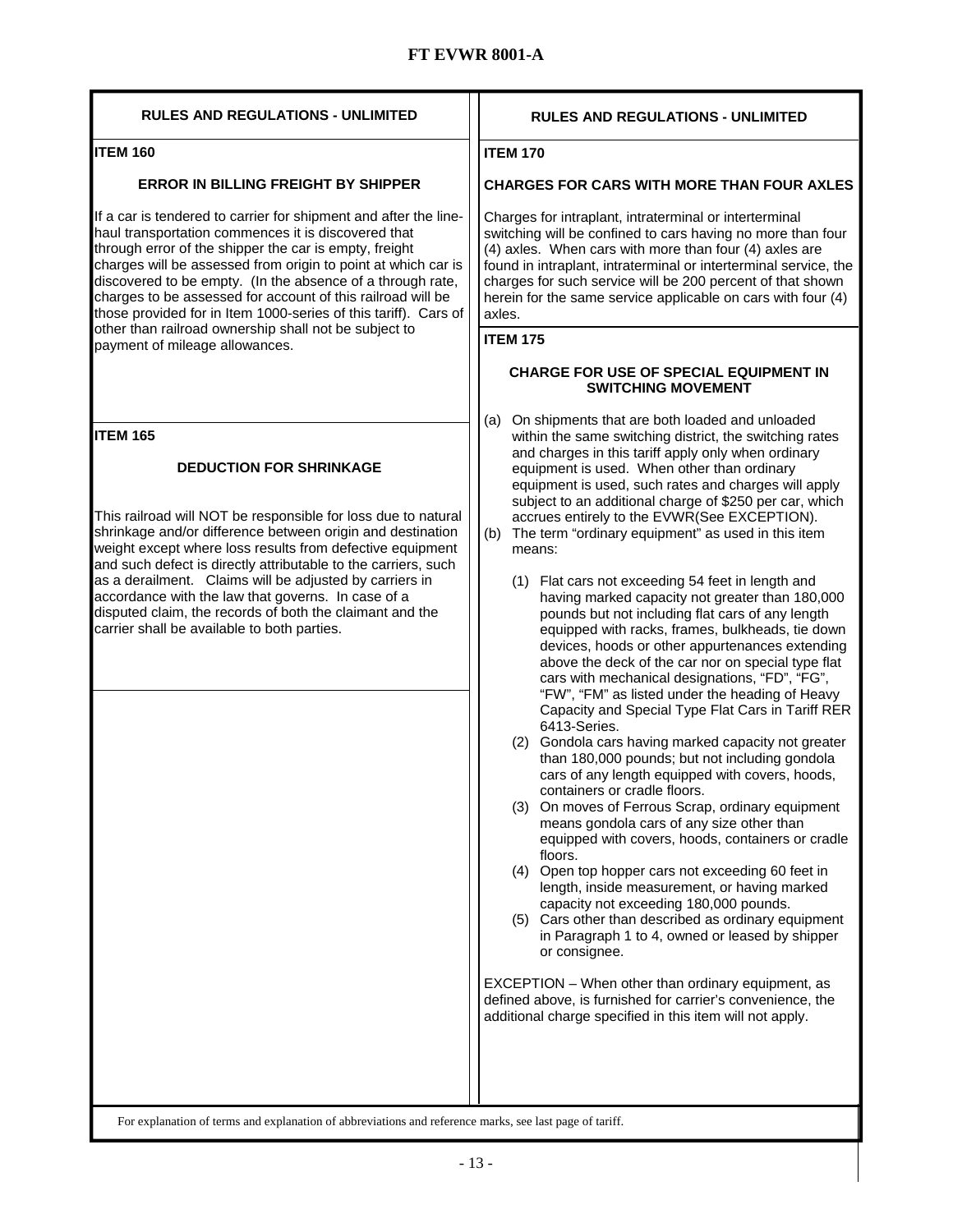## RULES AND REGULATIONS - UNLIMITED

### ITEM 160

#### ERROR IN BILLING FREIGHT BY SHIPPER

If a car is tendered to carrier for shipment and after the line-haul transportation commences it is discovered that through error of the shipper the car is empty, freight charges will be assessed from origin to point at which car is discovered to be empty. (In the absence of a through rate, charges to be assessed for account of this railroad will be those provided for in Item 1000-series of this tariff). Cars of other than railroad ownership shall not be subject to payment of mileage allowances.

### ITEM 165

#### DEDUCTION FOR SHRINKAGE

This railroad will NOT be responsible for loss due to natural shrinkage and/or difference between origin and destination weight except where loss results from defective equipment and such defect is directly attributable to the carriers, such as a derailment. Claims will be adjusted by carriers in accordance with the law that governs. In case of a disputed claim, the records of both the claimant and the carrier shall be available to both parties.

## RULES AND REGULATIONS - UNLIMITED

### ITEM 170

#### CHARGES FOR CARS WITH MORE THAN FOUR AXLES

Charges for intraplant, intraterminal or interterminal switching will be confined to cars having no more than four (4) axles. When cars with more than four (4) axles are found in intraplant, intraterminal or interterminal service, the charges for such service will be 200 percent of that shown herein for the same service applicable on cars with four (4) axles.

### ITEM 175

#### CHARGE FOR USE OF SPECIAL EQUIPMENT IN SWITCHING MOVEMENT

(a) On shipments that are both loaded and unloaded within the same switching district, the switching rates and charges in this tariff apply only when ordinary equipment is used. When other than ordinary equipment is used, such rates and charges will apply subject to an additional charge of $250 per car, which accrues entirely to the EVWR(See EXCEPTION).

(b) The term "ordinary equipment" as used in this item means:

(1) Flat cars not exceeding 54 feet in length and having marked capacity not greater than 180,000 pounds but not including flat cars of any length equipped with racks, frames, bulkheads, tie down devices, hoods or other appurtenances extending above the deck of the car nor on special type flat cars with mechanical designations, "FD", "FG", "FW", "FM" as listed under the heading of Heavy Capacity and Special Type Flat Cars in Tariff RER 6413-Series.

(2) Gondola cars having marked capacity not greater than 180,000 pounds; but not including gondola cars of any length equipped with covers, hoods, containers or cradle floors.

(3) On moves of Ferrous Scrap, ordinary equipment means gondola cars of any size other than equipped with covers, hoods, containers or cradle floors.

(4) Open top hopper cars not exceeding 60 feet in length, inside measurement, or having marked capacity not exceeding 180,000 pounds.

(5) Cars other than described as ordinary equipment in Paragraph 1 to 4, owned or leased by shipper or consignee.

EXCEPTION – When other than ordinary equipment, as defined above, is furnished for carrier's convenience, the additional charge specified in this item will not apply.

For explanation of terms and explanation of abbreviations and reference marks, see last page of tariff.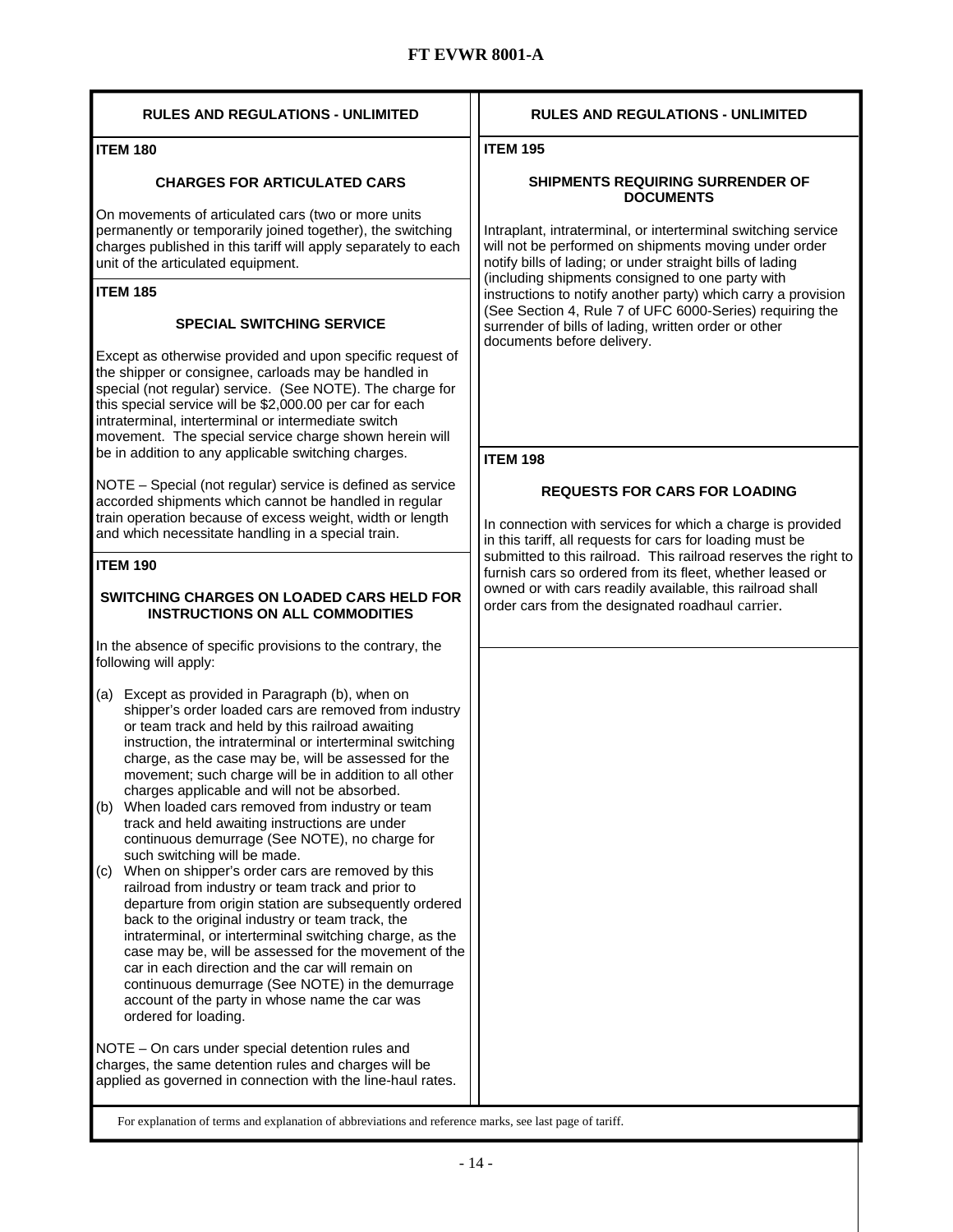## RULES AND REGULATIONS - UNLIMITED

### ITEM 180

**CHARGES FOR ARTICULATED CARS**

On movements of articulated cars (two or more units permanently or temporarily joined together), the switching charges published in this tariff will apply separately to each unit of the articulated equipment.

### ITEM 185

**SPECIAL SWITCHING SERVICE**

Except as otherwise provided and upon specific request of the shipper or consignee, carloads may be handled in special (not regular) service. (See NOTE). The charge for this special service will be $2,000.00 per car for each intraterminal, interterminal or intermediate switch movement. The special service charge shown herein will be in addition to any applicable switching charges.

NOTE – Special (not regular) service is defined as service accorded shipments which cannot be handled in regular train operation because of excess weight, width or length and which necessitate handling in a special train.

### ITEM 190

**SWITCHING CHARGES ON LOADED CARS HELD FOR INSTRUCTIONS ON ALL COMMODITIES**

In the absence of specific provisions to the contrary, the following will apply:

(a) Except as provided in Paragraph (b), when on shipper's order loaded cars are removed from industry or team track and held by this railroad awaiting instruction, the intraterminal or interterminal switching charge, as the case may be, will be assessed for the movement; such charge will be in addition to all other charges applicable and will not be absorbed.

(b) When loaded cars removed from industry or team track and held awaiting instructions are under continuous demurrage (See NOTE), no charge for such switching will be made.

(c) When on shipper's order cars are removed by this railroad from industry or team track and prior to departure from origin station are subsequently ordered back to the original industry or team track, the intraterminal, or interterminal switching charge, as the case may be, will be assessed for the movement of the car in each direction and the car will remain on continuous demurrage (See NOTE) in the demurrage account of the party in whose name the car was ordered for loading.

NOTE – On cars under special detention rules and charges, the same detention rules and charges will be applied as governed in connection with the line-haul rates.

## RULES AND REGULATIONS - UNLIMITED

### ITEM 195

**SHIPMENTS REQUIRING SURRENDER OF DOCUMENTS**

Intraplant, intraterminal, or interterminal switching service will not be performed on shipments moving under order notify bills of lading; or under straight bills of lading (including shipments consigned to one party with instructions to notify another party) which carry a provision (See Section 4, Rule 7 of UFC 6000-Series) requiring the surrender of bills of lading, written order or other documents before delivery.

### ITEM 198

**REQUESTS FOR CARS FOR LOADING**

In connection with services for which a charge is provided in this tariff, all requests for cars for loading must be submitted to this railroad. This railroad reserves the right to furnish cars so ordered from its fleet, whether leased or owned or with cars readily available, this railroad shall order cars from the designated roadhaul carrier.

For explanation of terms and explanation of abbreviations and reference marks, see last page of tariff.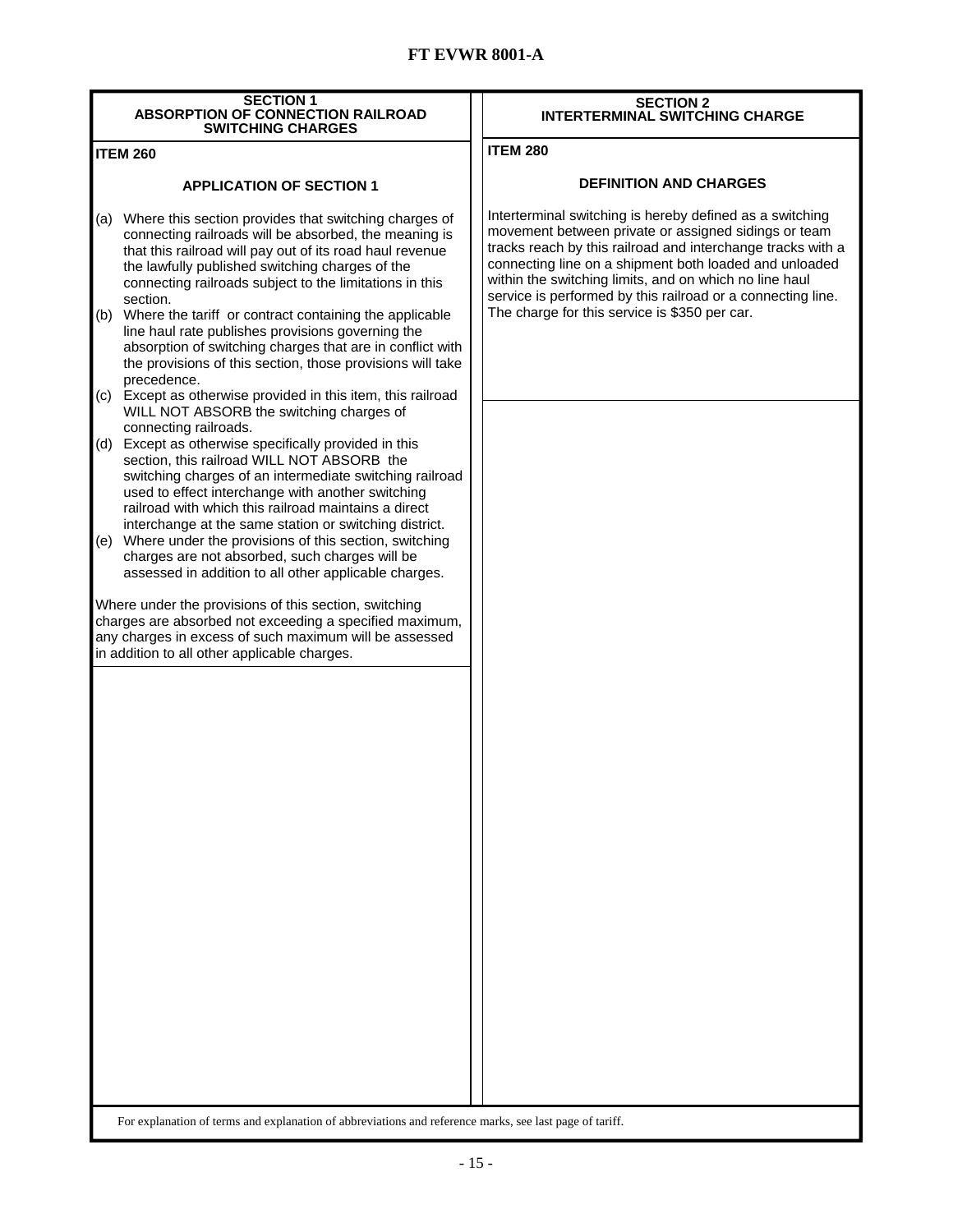## SECTION 1
## ABSORPTION OF CONNECTION RAILROAD SWITCHING CHARGES

**ITEM 260**

### APPLICATION OF SECTION 1

(a) Where this section provides that switching charges of connecting railroads will be absorbed, the meaning is that this railroad will pay out of its road haul revenue the lawfully published switching charges of the connecting railroads subject to the limitations in this section.

(b) Where the tariff or contract containing the applicable line haul rate publishes provisions governing the absorption of switching charges that are in conflict with the provisions of this section, those provisions will take precedence.

(c) Except as otherwise provided in this item, this railroad WILL NOT ABSORB the switching charges of connecting railroads.

(d) Except as otherwise specifically provided in this section, this railroad WILL NOT ABSORB the switching charges of an intermediate switching railroad used to effect interchange with another switching railroad with which this railroad maintains a direct interchange at the same station or switching district.

(e) Where under the provisions of this section, switching charges are not absorbed, such charges will be assessed in addition to all other applicable charges.

Where under the provisions of this section, switching charges are absorbed not exceeding a specified maximum, any charges in excess of such maximum will be assessed in addition to all other applicable charges.

## SECTION 2
## INTERTERMINAL SWITCHING CHARGE

**ITEM 280**

### DEFINITION AND CHARGES

Interterminal switching is hereby defined as a switching movement between private or assigned sidings or team tracks reach by this railroad and interchange tracks with a connecting line on a shipment both loaded and unloaded within the switching limits, and on which no line haul service is performed by this railroad or a connecting line. The charge for this service is $350 per car.

For explanation of terms and explanation of abbreviations and reference marks, see last page of tariff.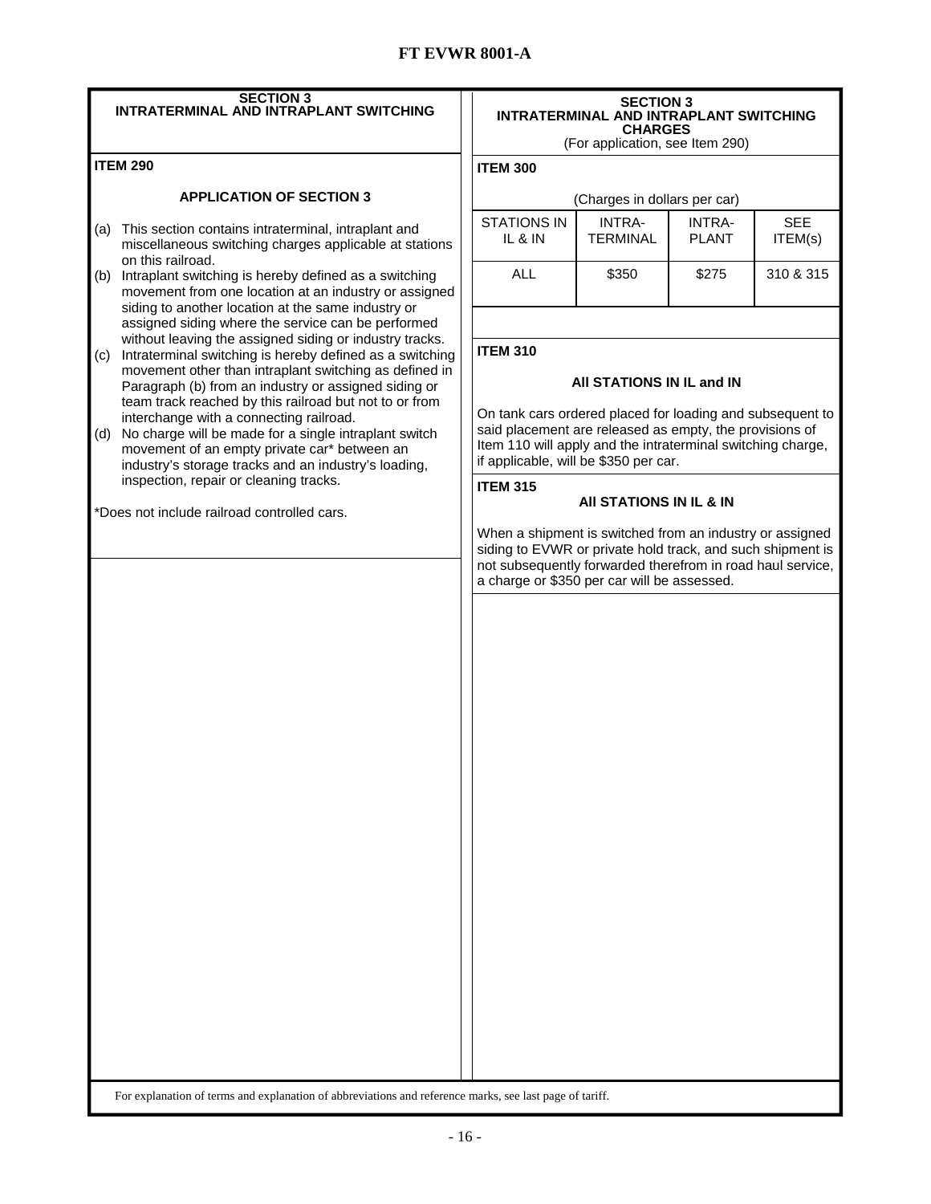## SECTION 3
## INTRATERMINAL AND INTRAPLANT SWITCHING

### ITEM 290

#### APPLICATION OF SECTION 3

(a) This section contains intraterminal, intraplant and miscellaneous switching charges applicable at stations on this railroad.

(b) Intraplant switching is hereby defined as a switching movement from one location at an industry or assigned siding to another location at the same industry or assigned siding where the service can be performed without leaving the assigned siding or industry tracks.

(c) Intraterminal switching is hereby defined as a switching movement other than intraplant switching as defined in Paragraph (b) from an industry or assigned siding or team track reached by this railroad but not to or from interchange with a connecting railroad.

(d) No charge will be made for a single intraplant switch movement of an empty private car* between an industry's storage tracks and an industry's loading, inspection, repair or cleaning tracks.

*Does not include railroad controlled cars.

## SECTION 3
## INTRATERMINAL AND INTRAPLANT SWITCHING CHARGES
(For application, see Item 290)

### ITEM 300

(Charges in dollars per car)

| STATIONS IN IL & IN | INTRA-TERMINAL | INTRA-PLANT | SEE ITEM(s) |
|---|---|---|---|
| ALL | $350 | $275 | 310 & 315 |

### ITEM 310

#### All STATIONS IN IL and IN

On tank cars ordered placed for loading and subsequent to said placement are released as empty, the provisions of Item 110 will apply and the intraterminal switching charge, if applicable, will be $350 per car.

### ITEM 315

#### All STATIONS IN IL & IN

When a shipment is switched from an industry or assigned siding to EVWR or private hold track, and such shipment is not subsequently forwarded therefrom in road haul service, a charge or $350 per car will be assessed.

For explanation of terms and explanation of abbreviations and reference marks, see last page of tariff.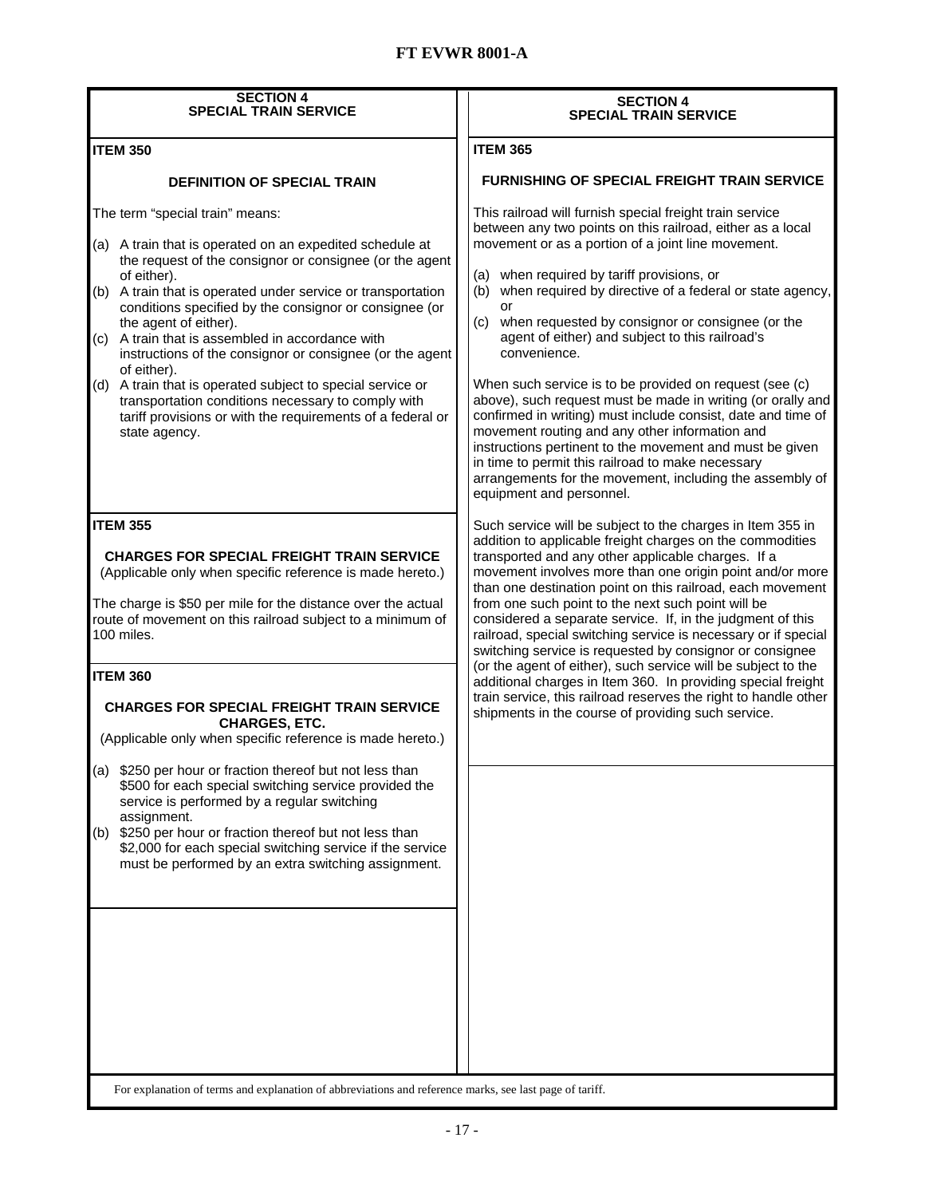## SECTION 4
## SPECIAL TRAIN SERVICE

### ITEM 350

**DEFINITION OF SPECIAL TRAIN**

The term "special train" means:

(a) A train that is operated on an expedited schedule at the request of the consignor or consignee (or the agent of either).
(b) A train that is operated under service or transportation conditions specified by the consignor or consignee (or the agent of either).
(c) A train that is assembled in accordance with instructions of the consignor or consignee (or the agent of either).
(d) A train that is operated subject to special service or transportation conditions necessary to comply with tariff provisions or with the requirements of a federal or state agency.

### ITEM 355

**CHARGES FOR SPECIAL FREIGHT TRAIN SERVICE**
(Applicable only when specific reference is made hereto.)

The charge is $50 per mile for the distance over the actual route of movement on this railroad subject to a minimum of 100 miles.

### ITEM 360

**CHARGES FOR SPECIAL FREIGHT TRAIN SERVICE CHARGES, ETC.**
(Applicable only when specific reference is made hereto.)

(a) $250 per hour or fraction thereof but not less than $500 for each special switching service provided the service is performed by a regular switching assignment.
(b) $250 per hour or fraction thereof but not less than $2,000 for each special switching service if the service must be performed by an extra switching assignment.

### ITEM 365

**FURNISHING OF SPECIAL FREIGHT TRAIN SERVICE**

This railroad will furnish special freight train service between any two points on this railroad, either as a local movement or as a portion of a joint line movement.

(a) when required by tariff provisions, or
(b) when required by directive of a federal or state agency, or
(c) when requested by consignor or consignee (or the agent of either) and subject to this railroad's convenience.

When such service is to be provided on request (see (c) above), such request must be made in writing (or orally and confirmed in writing) must include consist, date and time of movement routing and any other information and instructions pertinent to the movement and must be given in time to permit this railroad to make necessary arrangements for the movement, including the assembly of equipment and personnel.

Such service will be subject to the charges in Item 355 in addition to applicable freight charges on the commodities transported and any other applicable charges. If a movement involves more than one origin point and/or more than one destination point on this railroad, each movement from one such point to the next such point will be considered a separate service. If, in the judgment of this railroad, special switching service is necessary or if special switching service is requested by consignor or consignee (or the agent of either), such service will be subject to the additional charges in Item 360. In providing special freight train service, this railroad reserves the right to handle other shipments in the course of providing such service.

For explanation of terms and explanation of abbreviations and reference marks, see last page of tariff.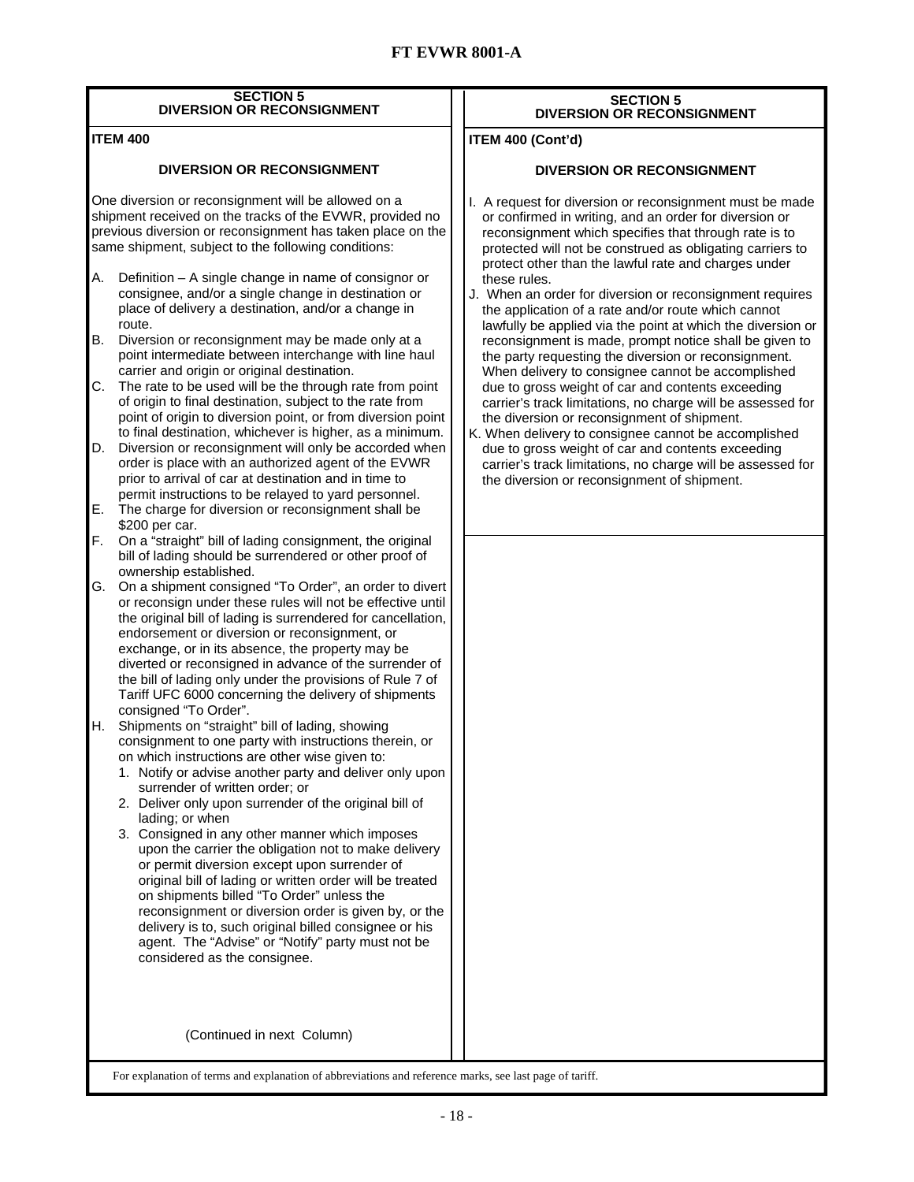## SECTION 5
## DIVERSION OR RECONSIGNMENT

### ITEM 400

### DIVERSION OR RECONSIGNMENT

One diversion or reconsignment will be allowed on a shipment received on the tracks of the EVWR, provided no previous diversion or reconsignment has taken place on the same shipment, subject to the following conditions:

A. Definition – A single change in name of consignor or consignee, and/or a single change in destination or place of delivery a destination, and/or a change in route.

B. Diversion or reconsignment may be made only at a point intermediate between interchange with line haul carrier and origin or original destination.

C. The rate to be used will be the through rate from point of origin to final destination, subject to the rate from point of origin to diversion point, or from diversion point to final destination, whichever is higher, as a minimum.

D. Diversion or reconsignment will only be accorded when order is place with an authorized agent of the EVWR prior to arrival of car at destination and in time to permit instructions to be relayed to yard personnel.

E. The charge for diversion or reconsignment shall be $200 per car.

F. On a "straight" bill of lading consignment, the original bill of lading should be surrendered or other proof of ownership established.

G. On a shipment consigned "To Order", an order to divert or reconsign under these rules will not be effective until the original bill of lading is surrendered for cancellation, endorsement or diversion or reconsignment, or exchange, or in its absence, the property may be diverted or reconsigned in advance of the surrender of the bill of lading only under the provisions of Rule 7 of Tariff UFC 6000 concerning the delivery of shipments consigned "To Order".

H. Shipments on "straight" bill of lading, showing consignment to one party with instructions therein, or on which instructions are other wise given to:
   1. Notify or advise another party and deliver only upon surrender of written order; or
   2. Deliver only upon surrender of the original bill of lading; or when
   3. Consigned in any other manner which imposes upon the carrier the obligation not to make delivery or permit diversion except upon surrender of original bill of lading or written order will be treated on shipments billed "To Order" unless the reconsignment or diversion order is given by, or the delivery is to, such original billed consignee or his agent. The "Advise" or "Notify" party must not be considered as the consignee.

(Continued in next Column)

### ITEM 400 (Cont'd)

### DIVERSION OR RECONSIGNMENT

I. A request for diversion or reconsignment must be made or confirmed in writing, and an order for diversion or reconsignment which specifies that through rate is to protected will not be construed as obligating carriers to protect other than the lawful rate and charges under these rules.

J. When an order for diversion or reconsignment requires the application of a rate and/or route which cannot lawfully be applied via the point at which the diversion or reconsignment is made, prompt notice shall be given to the party requesting the diversion or reconsignment. When delivery to consignee cannot be accomplished due to gross weight of car and contents exceeding carrier's track limitations, no charge will be assessed for the diversion or reconsignment of shipment.

K. When delivery to consignee cannot be accomplished due to gross weight of car and contents exceeding carrier's track limitations, no charge will be assessed for the diversion or reconsignment of shipment.

For explanation of terms and explanation of abbreviations and reference marks, see last page of tariff.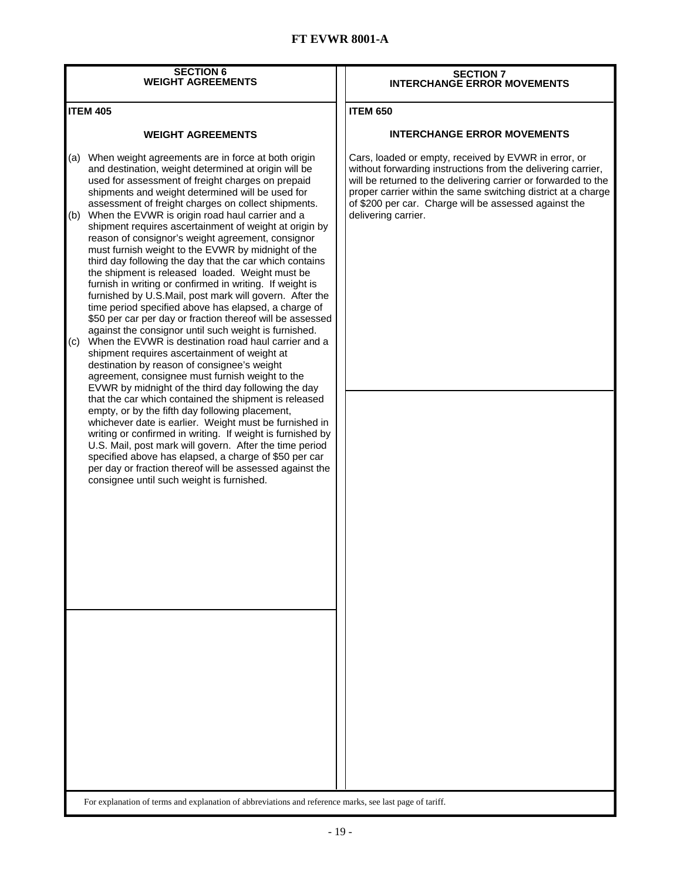# FT EVWR 8001-A

## SECTION 6
## WEIGHT AGREEMENTS

**ITEM 405**

### WEIGHT AGREEMENTS

(a) When weight agreements are in force at both origin and destination, weight determined at origin will be used for assessment of freight charges on prepaid shipments and weight determined will be used for assessment of freight charges on collect shipments.

(b) When the EVWR is origin road haul carrier and a shipment requires ascertainment of weight at origin by reason of consignor's weight agreement, consignor must furnish weight to the EVWR by midnight of the third day following the day that the car which contains the shipment is released loaded. Weight must be furnish in writing or confirmed in writing. If weight is furnished by U.S.Mail, post mark will govern. After the time period specified above has elapsed, a charge of $50 per car per day or fraction thereof will be assessed against the consignor until such weight is furnished.

(c) When the EVWR is destination road haul carrier and a shipment requires ascertainment of weight at destination by reason of consignee's weight agreement, consignee must furnish weight to the EVWR by midnight of the third day following the day that the car which contained the shipment is released empty, or by the fifth day following placement, whichever date is earlier. Weight must be furnished in writing or confirmed in writing. If weight is furnished by U.S. Mail, post mark will govern. After the time period specified above has elapsed, a charge of $50 per car per day or fraction thereof will be assessed against the consignee until such weight is furnished.

## SECTION 7
## INTERCHANGE ERROR MOVEMENTS

**ITEM 650**

### INTERCHANGE ERROR MOVEMENTS

Cars, loaded or empty, received by EVWR in error, or without forwarding instructions from the delivering carrier, will be returned to the delivering carrier or forwarded to the proper carrier within the same switching district at a charge of $200 per car. Charge will be assessed against the delivering carrier.

For explanation of terms and explanation of abbreviations and reference marks, see last page of tariff.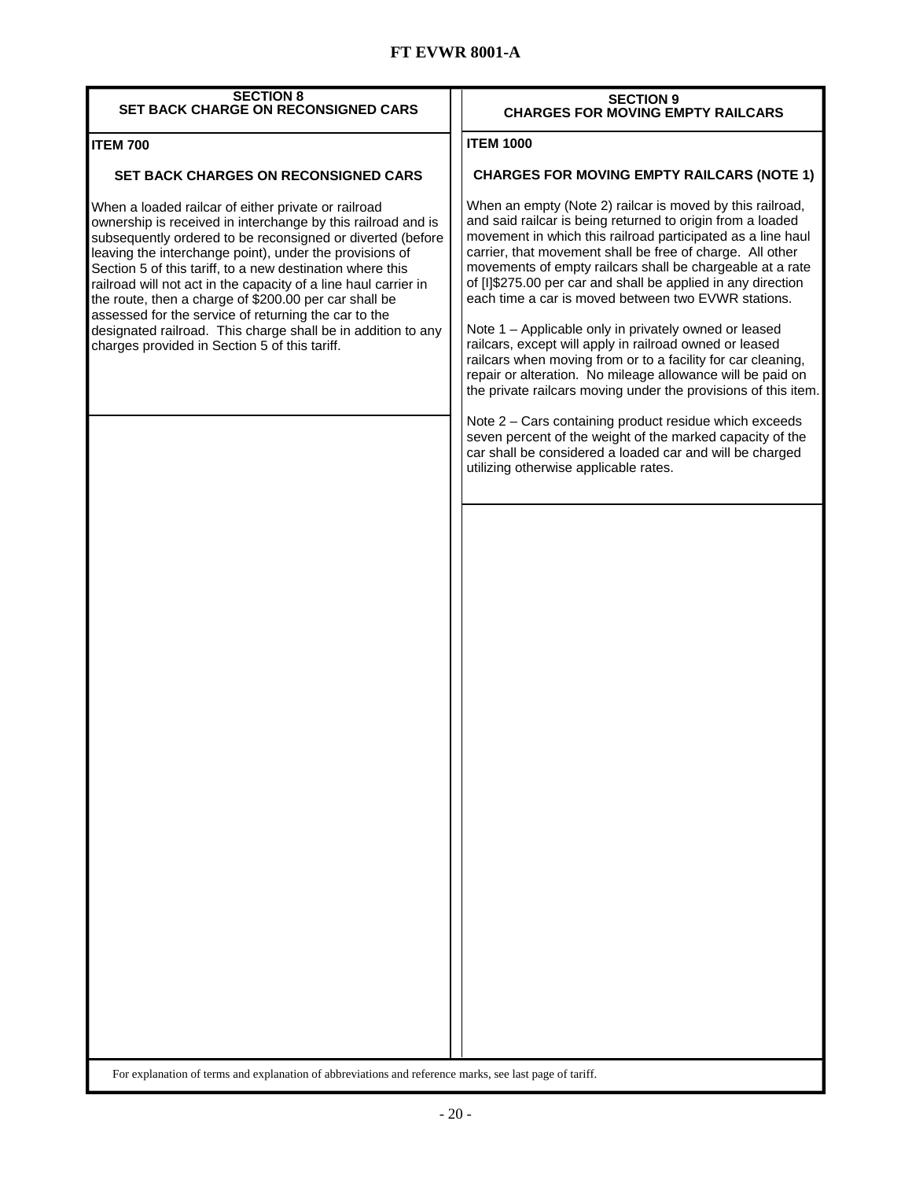## SECTION 8
## SET BACK CHARGE ON RECONSIGNED CARS

**ITEM 700**

**SET BACK CHARGES ON RECONSIGNED CARS**

When a loaded railcar of either private or railroad ownership is received in interchange by this railroad and is subsequently ordered to be reconsigned or diverted (before leaving the interchange point), under the provisions of Section 5 of this tariff, to a new destination where this railroad will not act in the capacity of a line haul carrier in the route, then a charge of $200.00 per car shall be assessed for the service of returning the car to the designated railroad. This charge shall be in addition to any charges provided in Section 5 of this tariff.

## SECTION 9
## CHARGES FOR MOVING EMPTY RAILCARS

**ITEM 1000**

**CHARGES FOR MOVING EMPTY RAILCARS (NOTE 1)**

When an empty (Note 2) railcar is moved by this railroad, and said railcar is being returned to origin from a loaded movement in which this railroad participated as a line haul carrier, that movement shall be free of charge. All other movements of empty railcars shall be chargeable at a rate of [I]$275.00 per car and shall be applied in any direction each time a car is moved between two EVWR stations.

Note 1 – Applicable only in privately owned or leased railcars, except will apply in railroad owned or leased railcars when moving from or to a facility for car cleaning, repair or alteration. No mileage allowance will be paid on the private railcars moving under the provisions of this item.

Note 2 – Cars containing product residue which exceeds seven percent of the weight of the marked capacity of the car shall be considered a loaded car and will be charged utilizing otherwise applicable rates.

For explanation of terms and explanation of abbreviations and reference marks, see last page of tariff.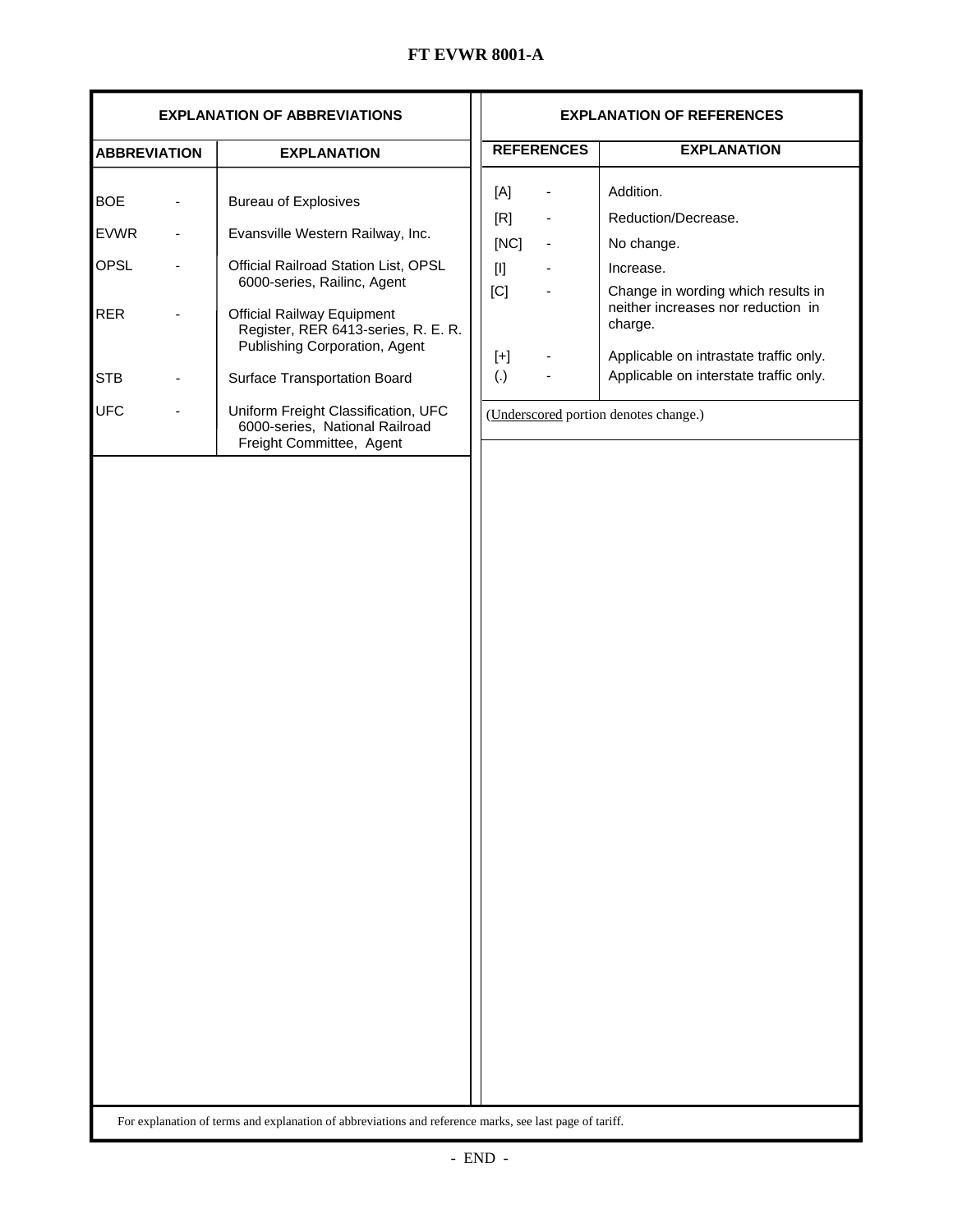# FT EVWR 8001-A

## EXPLANATION OF ABBREVIATIONS

| ABBREVIATION | EXPLANATION |
|---|---|
| BOE - | Bureau of Explosives |
| EVWR - | Evansville Western Railway, Inc. |
| OPSL - | Official Railroad Station List, OPSL 6000-series, Railinc, Agent |
| RER - | Official Railway Equipment Register, RER 6413-series, R. E. R. Publishing Corporation, Agent |
| STB - | Surface Transportation Board |
| UFC - | Uniform Freight Classification, UFC 6000-series, National Railroad Freight Committee, Agent |

## EXPLANATION OF REFERENCES

| REFERENCES | EXPLANATION |
|---|---|
| [A] - | Addition. |
| [R] - | Reduction/Decrease. |
| [NC] - | No change. |
| [I] - | Increase. |
| [C] - | Change in wording which results in neither increases nor reduction in charge. |
| [+] - | Applicable on intrastate traffic only. |
| (.) - | Applicable on interstate traffic only. |

(Underscored portion denotes change.)

For explanation of terms and explanation of abbreviations and reference marks, see last page of tariff.

- END -